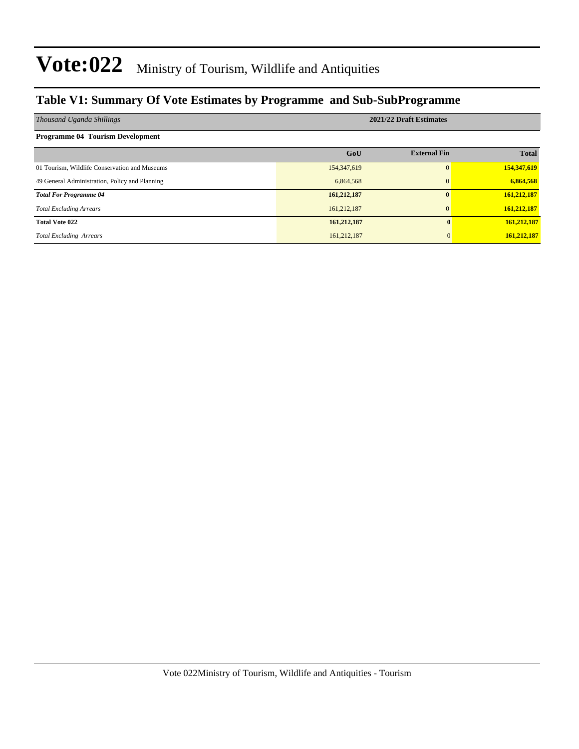# Vote:022 Ministry of Tourism, Wildlife and Antiquities

## Table V1: Summary Of Vote Estimates by Programme and Sub-SubProgramme

| *Thousand Uganda Shillings* | 2021/22 Draft Estimates | | |
|---|---|---|---|
| **Programme 04 Tourism Development** | | | |
| | **GoU** | **External Fin** | **Total** |
| 01 Tourism, Wildlife Conservation and Museums | 154,347,619 | 0 | **154,347,619** |
| 49 General Administration, Policy and Planning | 6,864,568 | 0 | **6,864,568** |
| ***Total For Programme 04*** | **161,212,187** | **0** | **161,212,187** |
| *Total Excluding Arrears* | 161,212,187 | 0 | **161,212,187** |
| **Total Vote 022** | **161,212,187** | **0** | **161,212,187** |
| *Total Excluding Arrears* | 161,212,187 | 0 | **161,212,187** |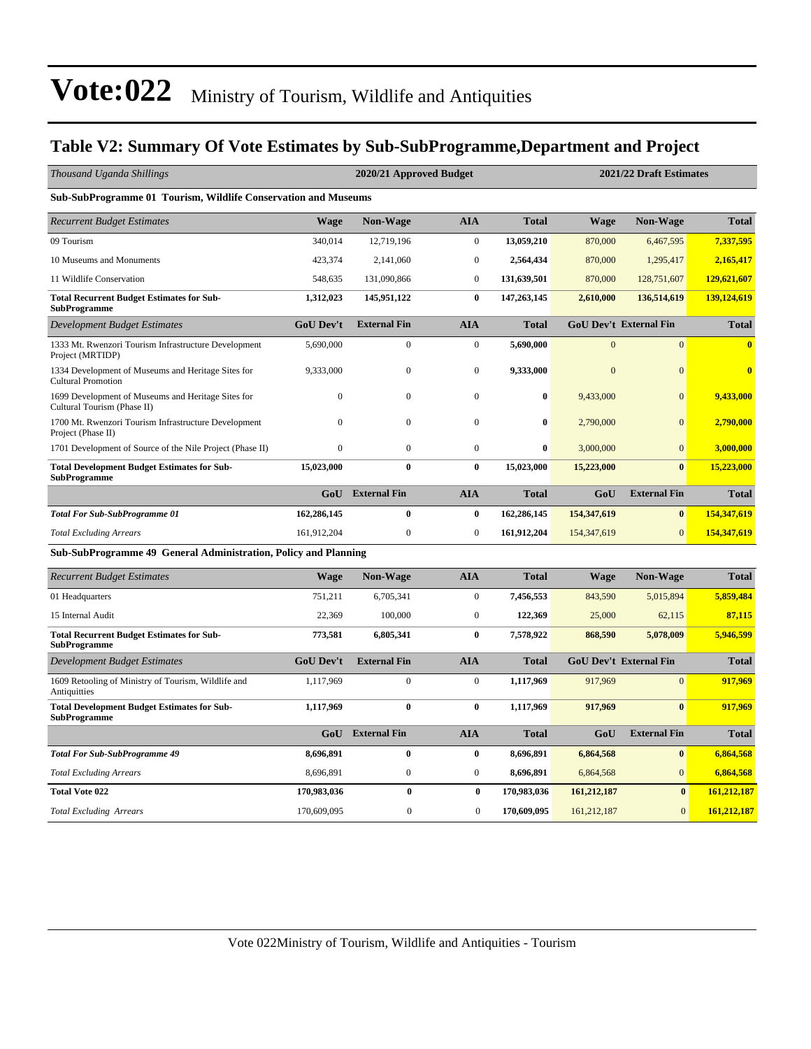# Vote:022 Ministry of Tourism, Wildlife and Antiquities

## Table V2: Summary Of Vote Estimates by Sub-SubProgramme,Department and Project

| *Thousand Uganda Shillings* | 2020/21 Approved Budget | | | | 2021/22 Draft Estimates | | |
|---|---|---|---|---|---|---|---|
| **Sub-SubProgramme 01 Tourism, Wildlife Conservation and Museums** | | | | | | | |
| *Recurrent Budget Estimates* | **Wage** | **Non-Wage** | **AIA** | **Total** | **Wage** | **Non-Wage** | **Total** |
| 09 Tourism | 340,014 | 12,719,196 | 0 | **13,059,210** | 870,000 | 6,467,595 | **7,337,595** |
| 10 Museums and Monuments | 423,374 | 2,141,060 | 0 | **2,564,434** | 870,000 | 1,295,417 | **2,165,417** |
| 11 Wildlife Conservation | 548,635 | 131,090,866 | 0 | **131,639,501** | 870,000 | 128,751,607 | **129,621,607** |
| **Total Recurrent Budget Estimates for Sub-SubProgramme** | **1,312,023** | **145,951,122** | **0** | **147,263,145** | **2,610,000** | **136,514,619** | **139,124,619** |
| *Development Budget Estimates* | **GoU Dev't** | **External Fin** | **AIA** | **Total** | **GoU Dev't** | **External Fin** | **Total** |
| 1333 Mt. Rwenzori Tourism Infrastructure Development Project (MRTIDP) | 5,690,000 | 0 | 0 | **5,690,000** | 0 | 0 | **0** |
| 1334 Development of Museums and Heritage Sites for Cultural Promotion | 9,333,000 | 0 | 0 | **9,333,000** | 0 | 0 | **0** |
| 1699 Development of Museums and Heritage Sites for Cultural Tourism (Phase II) | 0 | 0 | 0 | **0** | 9,433,000 | 0 | **9,433,000** |
| 1700 Mt. Rwenzori Tourism Infrastructure Development Project (Phase II) | 0 | 0 | 0 | **0** | 2,790,000 | 0 | **2,790,000** |
| 1701 Development of Source of the Nile Project (Phase II) | 0 | 0 | 0 | **0** | 3,000,000 | 0 | **3,000,000** |
| **Total Development Budget Estimates for Sub-SubProgramme** | **15,023,000** | **0** | **0** | **15,023,000** | **15,223,000** | **0** | **15,223,000** |
| | **GoU** | **External Fin** | **AIA** | **Total** | **GoU** | **External Fin** | **Total** |
| ***Total For Sub-SubProgramme 01*** | **162,286,145** | **0** | **0** | **162,286,145** | **154,347,619** | **0** | **154,347,619** |
| *Total Excluding Arrears* | 161,912,204 | 0 | 0 | **161,912,204** | 154,347,619 | 0 | **154,347,619** |
| **Sub-SubProgramme 49 General Administration, Policy and Planning** | | | | | | | |
| *Recurrent Budget Estimates* | **Wage** | **Non-Wage** | **AIA** | **Total** | **Wage** | **Non-Wage** | **Total** |
| 01 Headquarters | 751,211 | 6,705,341 | 0 | **7,456,553** | 843,590 | 5,015,894 | **5,859,484** |
| 15 Internal Audit | 22,369 | 100,000 | 0 | **122,369** | 25,000 | 62,115 | **87,115** |
| **Total Recurrent Budget Estimates for Sub-SubProgramme** | **773,581** | **6,805,341** | **0** | **7,578,922** | **868,590** | **5,078,009** | **5,946,599** |
| *Development Budget Estimates* | **GoU Dev't** | **External Fin** | **AIA** | **Total** | **GoU Dev't** | **External Fin** | **Total** |
| 1609 Retooling of Ministry of Tourism, Wildlife and Antiquities | 1,117,969 | 0 | 0 | **1,117,969** | 917,969 | 0 | **917,969** |
| **Total Development Budget Estimates for Sub-SubProgramme** | **1,117,969** | **0** | **0** | **1,117,969** | **917,969** | **0** | **917,969** |
| | **GoU** | **External Fin** | **AIA** | **Total** | **GoU** | **External Fin** | **Total** |
| ***Total For Sub-SubProgramme 49*** | **8,696,891** | **0** | **0** | **8,696,891** | **6,864,568** | **0** | **6,864,568** |
| *Total Excluding Arrears* | 8,696,891 | 0 | 0 | **8,696,891** | 6,864,568 | 0 | **6,864,568** |
| **Total Vote 022** | **170,983,036** | **0** | **0** | **170,983,036** | **161,212,187** | **0** | **161,212,187** |
| *Total Excluding Arrears* | 170,609,095 | 0 | 0 | **170,609,095** | 161,212,187 | 0 | **161,212,187** |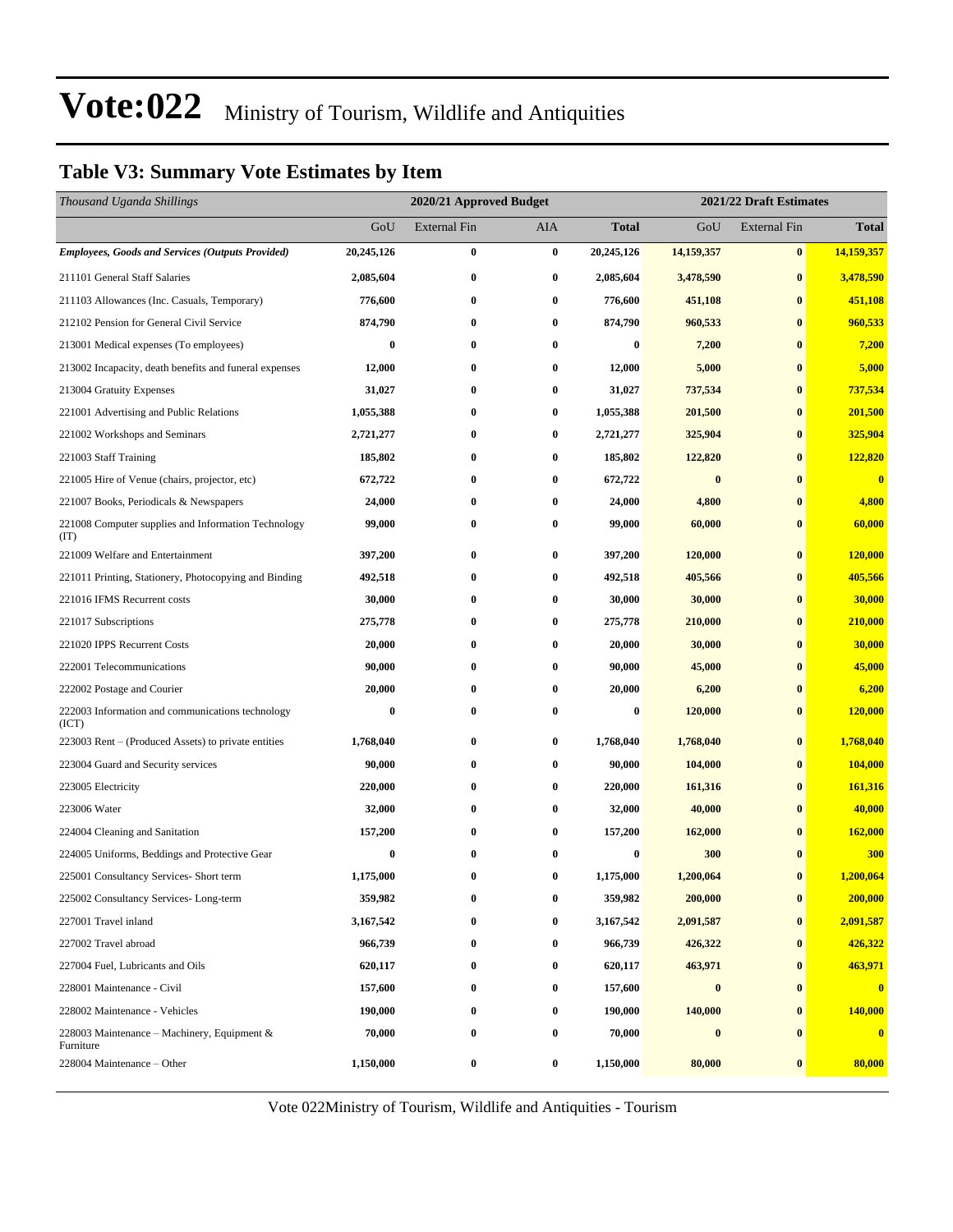# Vote:022 Ministry of Tourism, Wildlife and Antiquities

## Table V3: Summary Vote Estimates by Item

| *Thousand Uganda Shillings* | 2020/21 Approved Budget | | | | 2021/22 Draft Estimates | | |
|---|---|---|---|---|---|---|---|
| | GoU | External Fin | AIA | **Total** | GoU | External Fin | **Total** |
| ***Employees, Goods and Services (Outputs Provided)*** | **20,245,126** | **0** | **0** | **20,245,126** | **14,159,357** | **0** | **14,159,357** |
| 211101 General Staff Salaries | **2,085,604** | **0** | **0** | **2,085,604** | **3,478,590** | **0** | **3,478,590** |
| 211103 Allowances (Inc. Casuals, Temporary) | **776,600** | **0** | **0** | **776,600** | **451,108** | **0** | **451,108** |
| 212102 Pension for General Civil Service | **874,790** | **0** | **0** | **874,790** | **960,533** | **0** | **960,533** |
| 213001 Medical expenses (To employees) | **0** | **0** | **0** | **0** | **7,200** | **0** | **7,200** |
| 213002 Incapacity, death benefits and funeral expenses | **12,000** | **0** | **0** | **12,000** | **5,000** | **0** | **5,000** |
| 213004 Gratuity Expenses | **31,027** | **0** | **0** | **31,027** | **737,534** | **0** | **737,534** |
| 221001 Advertising and Public Relations | **1,055,388** | **0** | **0** | **1,055,388** | **201,500** | **0** | **201,500** |
| 221002 Workshops and Seminars | **2,721,277** | **0** | **0** | **2,721,277** | **325,904** | **0** | **325,904** |
| 221003 Staff Training | **185,802** | **0** | **0** | **185,802** | **122,820** | **0** | **122,820** |
| 221005 Hire of Venue (chairs, projector, etc) | **672,722** | **0** | **0** | **672,722** | **0** | **0** | **0** |
| 221007 Books, Periodicals & Newspapers | **24,000** | **0** | **0** | **24,000** | **4,800** | **0** | **4,800** |
| 221008 Computer supplies and Information Technology (IT) | **99,000** | **0** | **0** | **99,000** | **60,000** | **0** | **60,000** |
| 221009 Welfare and Entertainment | **397,200** | **0** | **0** | **397,200** | **120,000** | **0** | **120,000** |
| 221011 Printing, Stationery, Photocopying and Binding | **492,518** | **0** | **0** | **492,518** | **405,566** | **0** | **405,566** |
| 221016 IFMS Recurrent costs | **30,000** | **0** | **0** | **30,000** | **30,000** | **0** | **30,000** |
| 221017 Subscriptions | **275,778** | **0** | **0** | **275,778** | **210,000** | **0** | **210,000** |
| 221020 IPPS Recurrent Costs | **20,000** | **0** | **0** | **20,000** | **30,000** | **0** | **30,000** |
| 222001 Telecommunications | **90,000** | **0** | **0** | **90,000** | **45,000** | **0** | **45,000** |
| 222002 Postage and Courier | **20,000** | **0** | **0** | **20,000** | **6,200** | **0** | **6,200** |
| 222003 Information and communications technology (ICT) | **0** | **0** | **0** | **0** | **120,000** | **0** | **120,000** |
| 223003 Rent – (Produced Assets) to private entities | **1,768,040** | **0** | **0** | **1,768,040** | **1,768,040** | **0** | **1,768,040** |
| 223004 Guard and Security services | **90,000** | **0** | **0** | **90,000** | **104,000** | **0** | **104,000** |
| 223005 Electricity | **220,000** | **0** | **0** | **220,000** | **161,316** | **0** | **161,316** |
| 223006 Water | **32,000** | **0** | **0** | **32,000** | **40,000** | **0** | **40,000** |
| 224004 Cleaning and Sanitation | **157,200** | **0** | **0** | **157,200** | **162,000** | **0** | **162,000** |
| 224005 Uniforms, Beddings and Protective Gear | **0** | **0** | **0** | **0** | **300** | **0** | **300** |
| 225001 Consultancy Services- Short term | **1,175,000** | **0** | **0** | **1,175,000** | **1,200,064** | **0** | **1,200,064** |
| 225002 Consultancy Services- Long-term | **359,982** | **0** | **0** | **359,982** | **200,000** | **0** | **200,000** |
| 227001 Travel inland | **3,167,542** | **0** | **0** | **3,167,542** | **2,091,587** | **0** | **2,091,587** |
| 227002 Travel abroad | **966,739** | **0** | **0** | **966,739** | **426,322** | **0** | **426,322** |
| 227004 Fuel, Lubricants and Oils | **620,117** | **0** | **0** | **620,117** | **463,971** | **0** | **463,971** |
| 228001 Maintenance - Civil | **157,600** | **0** | **0** | **157,600** | **0** | **0** | **0** |
| 228002 Maintenance - Vehicles | **190,000** | **0** | **0** | **190,000** | **140,000** | **0** | **140,000** |
| 228003 Maintenance – Machinery, Equipment & Furniture | **70,000** | **0** | **0** | **70,000** | **0** | **0** | **0** |
| 228004 Maintenance – Other | **1,150,000** | **0** | **0** | **1,150,000** | **80,000** | **0** | **80,000** |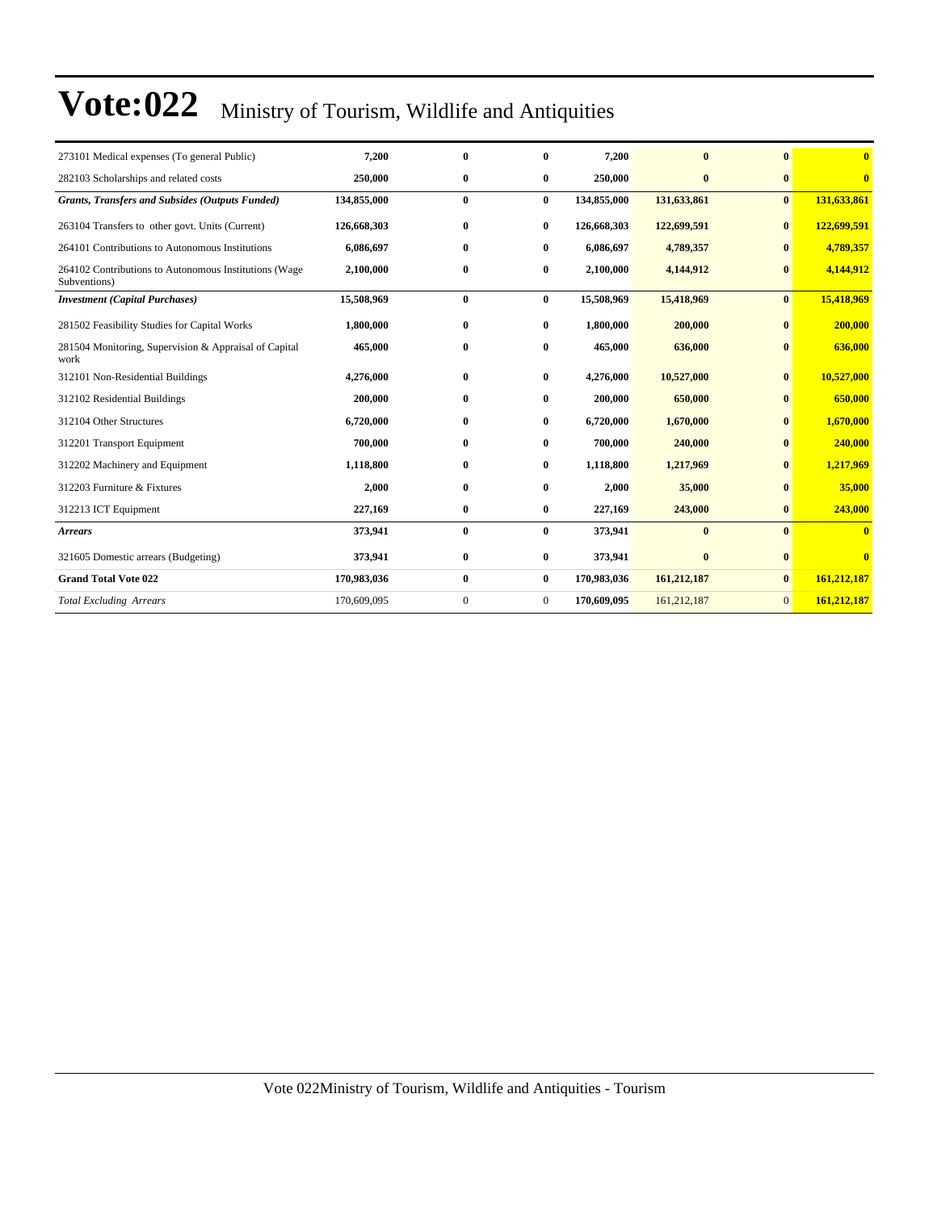# Vote:022 Ministry of Tourism, Wildlife and Antiquities

| | | | | | | | |
|---|---|---|---|---|---|---|---|
| 273101 Medical expenses (To general Public) | **7,200** | **0** | **0** | **7,200** | **0** | **0** | **0** |
| 282103 Scholarships and related costs | **250,000** | **0** | **0** | **250,000** | **0** | **0** | **0** |
| ***Grants, Transfers and Subsides (Outputs Funded)*** | **134,855,000** | **0** | **0** | **134,855,000** | **131,633,861** | **0** | **131,633,861** |
| 263104 Transfers to other govt. Units (Current) | **126,668,303** | **0** | **0** | **126,668,303** | **122,699,591** | **0** | **122,699,591** |
| 264101 Contributions to Autonomous Institutions | **6,086,697** | **0** | **0** | **6,086,697** | **4,789,357** | **0** | **4,789,357** |
| 264102 Contributions to Autonomous Institutions (Wage Subventions) | **2,100,000** | **0** | **0** | **2,100,000** | **4,144,912** | **0** | **4,144,912** |
| ***Investment (Capital Purchases)*** | **15,508,969** | **0** | **0** | **15,508,969** | **15,418,969** | **0** | **15,418,969** |
| 281502 Feasibility Studies for Capital Works | **1,800,000** | **0** | **0** | **1,800,000** | **200,000** | **0** | **200,000** |
| 281504 Monitoring, Supervision & Appraisal of Capital work | **465,000** | **0** | **0** | **465,000** | **636,000** | **0** | **636,000** |
| 312101 Non-Residential Buildings | **4,276,000** | **0** | **0** | **4,276,000** | **10,527,000** | **0** | **10,527,000** |
| 312102 Residential Buildings | **200,000** | **0** | **0** | **200,000** | **650,000** | **0** | **650,000** |
| 312104 Other Structures | **6,720,000** | **0** | **0** | **6,720,000** | **1,670,000** | **0** | **1,670,000** |
| 312201 Transport Equipment | **700,000** | **0** | **0** | **700,000** | **240,000** | **0** | **240,000** |
| 312202 Machinery and Equipment | **1,118,800** | **0** | **0** | **1,118,800** | **1,217,969** | **0** | **1,217,969** |
| 312203 Furniture & Fixtures | **2,000** | **0** | **0** | **2,000** | **35,000** | **0** | **35,000** |
| 312213 ICT Equipment | **227,169** | **0** | **0** | **227,169** | **243,000** | **0** | **243,000** |
| ***Arrears*** | **373,941** | **0** | **0** | **373,941** | **0** | **0** | **0** |
| 321605 Domestic arrears (Budgeting) | **373,941** | **0** | **0** | **373,941** | **0** | **0** | **0** |
| **Grand Total Vote 022** | **170,983,036** | **0** | **0** | **170,983,036** | **161,212,187** | **0** | **161,212,187** |
| *Total Excluding Arrears* | 170,609,095 | 0 | 0 | **170,609,095** | 161,212,187 | 0 | **161,212,187** |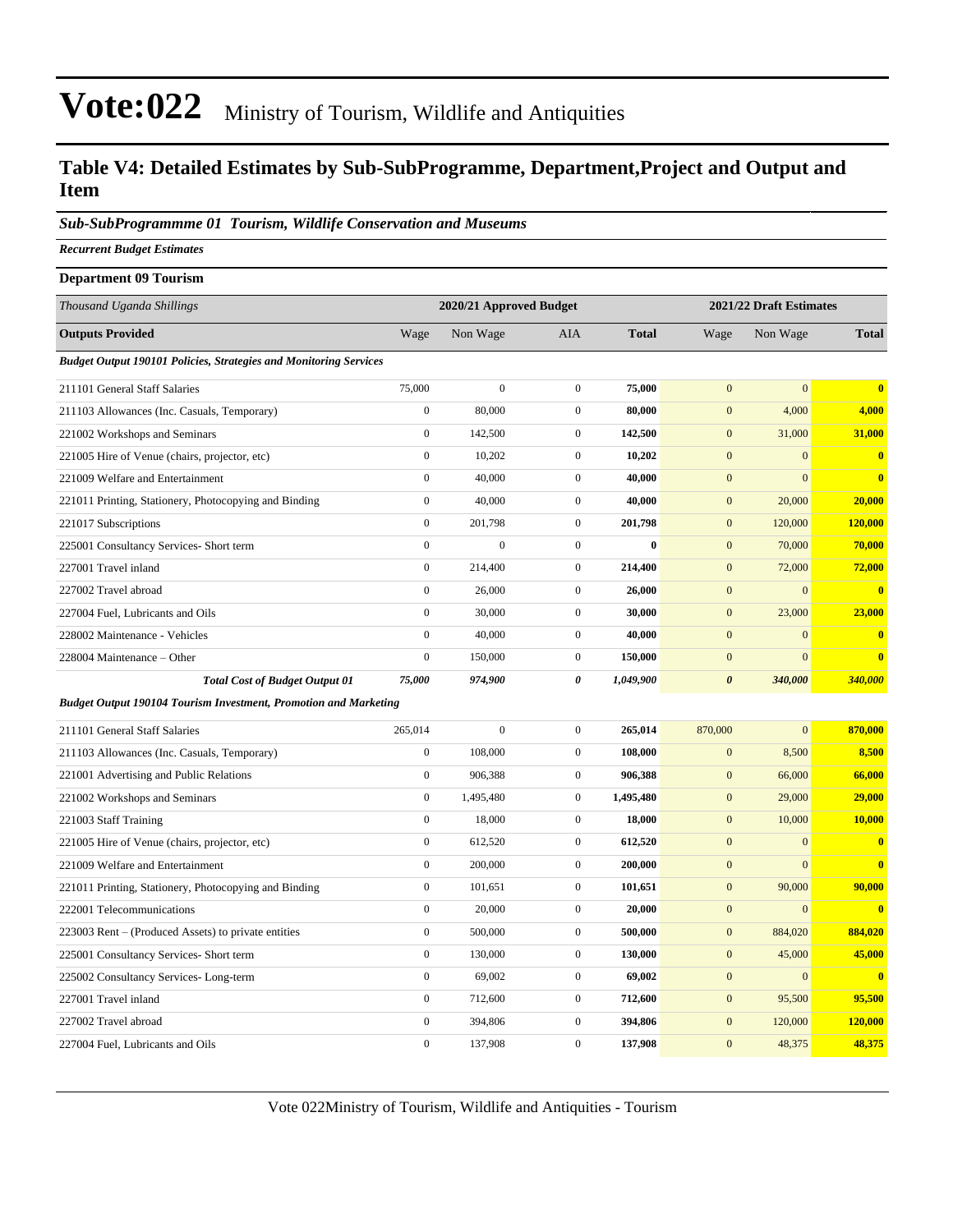# Vote:022 Ministry of Tourism, Wildlife and Antiquities

## Table V4: Detailed Estimates by Sub-SubProgramme, Department,Project and Output and Item

### *Sub-SubProgrammme 01 Tourism, Wildlife Conservation and Museums*

***Recurrent Budget Estimates***

**Department 09 Tourism**

| *Thousand Uganda Shillings* | 2020/21 Approved Budget | | | | 2021/22 Draft Estimates | | |
|---|---|---|---|---|---|---|---|
| **Outputs Provided** | Wage | Non Wage | AIA | **Total** | Wage | Non Wage | **Total** |
| ***Budget Output 190101 Policies, Strategies and Monitoring Services*** | | | | | | | |
| 211101 General Staff Salaries | 75,000 | 0 | 0 | **75,000** | 0 | 0 | **0** |
| 211103 Allowances (Inc. Casuals, Temporary) | 0 | 80,000 | 0 | **80,000** | 0 | 4,000 | **4,000** |
| 221002 Workshops and Seminars | 0 | 142,500 | 0 | **142,500** | 0 | 31,000 | **31,000** |
| 221005 Hire of Venue (chairs, projector, etc) | 0 | 10,202 | 0 | **10,202** | 0 | 0 | **0** |
| 221009 Welfare and Entertainment | 0 | 40,000 | 0 | **40,000** | 0 | 0 | **0** |
| 221011 Printing, Stationery, Photocopying and Binding | 0 | 40,000 | 0 | **40,000** | 0 | 20,000 | **20,000** |
| 221017 Subscriptions | 0 | 201,798 | 0 | **201,798** | 0 | 120,000 | **120,000** |
| 225001 Consultancy Services- Short term | 0 | 0 | 0 | **0** | 0 | 70,000 | **70,000** |
| 227001 Travel inland | 0 | 214,400 | 0 | **214,400** | 0 | 72,000 | **72,000** |
| 227002 Travel abroad | 0 | 26,000 | 0 | **26,000** | 0 | 0 | **0** |
| 227004 Fuel, Lubricants and Oils | 0 | 30,000 | 0 | **30,000** | 0 | 23,000 | **23,000** |
| 228002 Maintenance - Vehicles | 0 | 40,000 | 0 | **40,000** | 0 | 0 | **0** |
| 228004 Maintenance – Other | 0 | 150,000 | 0 | **150,000** | 0 | 0 | **0** |
| ***Total Cost of Budget Output 01*** | ***75,000*** | ***974,900*** | ***0*** | ***1,049,900*** | ***0*** | ***340,000*** | ***340,000*** |
| ***Budget Output 190104 Tourism Investment, Promotion and Marketing*** | | | | | | | |
| 211101 General Staff Salaries | 265,014 | 0 | 0 | **265,014** | 870,000 | 0 | **870,000** |
| 211103 Allowances (Inc. Casuals, Temporary) | 0 | 108,000 | 0 | **108,000** | 0 | 8,500 | **8,500** |
| 221001 Advertising and Public Relations | 0 | 906,388 | 0 | **906,388** | 0 | 66,000 | **66,000** |
| 221002 Workshops and Seminars | 0 | 1,495,480 | 0 | **1,495,480** | 0 | 29,000 | **29,000** |
| 221003 Staff Training | 0 | 18,000 | 0 | **18,000** | 0 | 10,000 | **10,000** |
| 221005 Hire of Venue (chairs, projector, etc) | 0 | 612,520 | 0 | **612,520** | 0 | 0 | **0** |
| 221009 Welfare and Entertainment | 0 | 200,000 | 0 | **200,000** | 0 | 0 | **0** |
| 221011 Printing, Stationery, Photocopying and Binding | 0 | 101,651 | 0 | **101,651** | 0 | 90,000 | **90,000** |
| 222001 Telecommunications | 0 | 20,000 | 0 | **20,000** | 0 | 0 | **0** |
| 223003 Rent – (Produced Assets) to private entities | 0 | 500,000 | 0 | **500,000** | 0 | 884,020 | **884,020** |
| 225001 Consultancy Services- Short term | 0 | 130,000 | 0 | **130,000** | 0 | 45,000 | **45,000** |
| 225002 Consultancy Services- Long-term | 0 | 69,002 | 0 | **69,002** | 0 | 0 | **0** |
| 227001 Travel inland | 0 | 712,600 | 0 | **712,600** | 0 | 95,500 | **95,500** |
| 227002 Travel abroad | 0 | 394,806 | 0 | **394,806** | 0 | 120,000 | **120,000** |
| 227004 Fuel, Lubricants and Oils | 0 | 137,908 | 0 | **137,908** | 0 | 48,375 | **48,375** |

Vote 022Ministry of Tourism, Wildlife and Antiquities - Tourism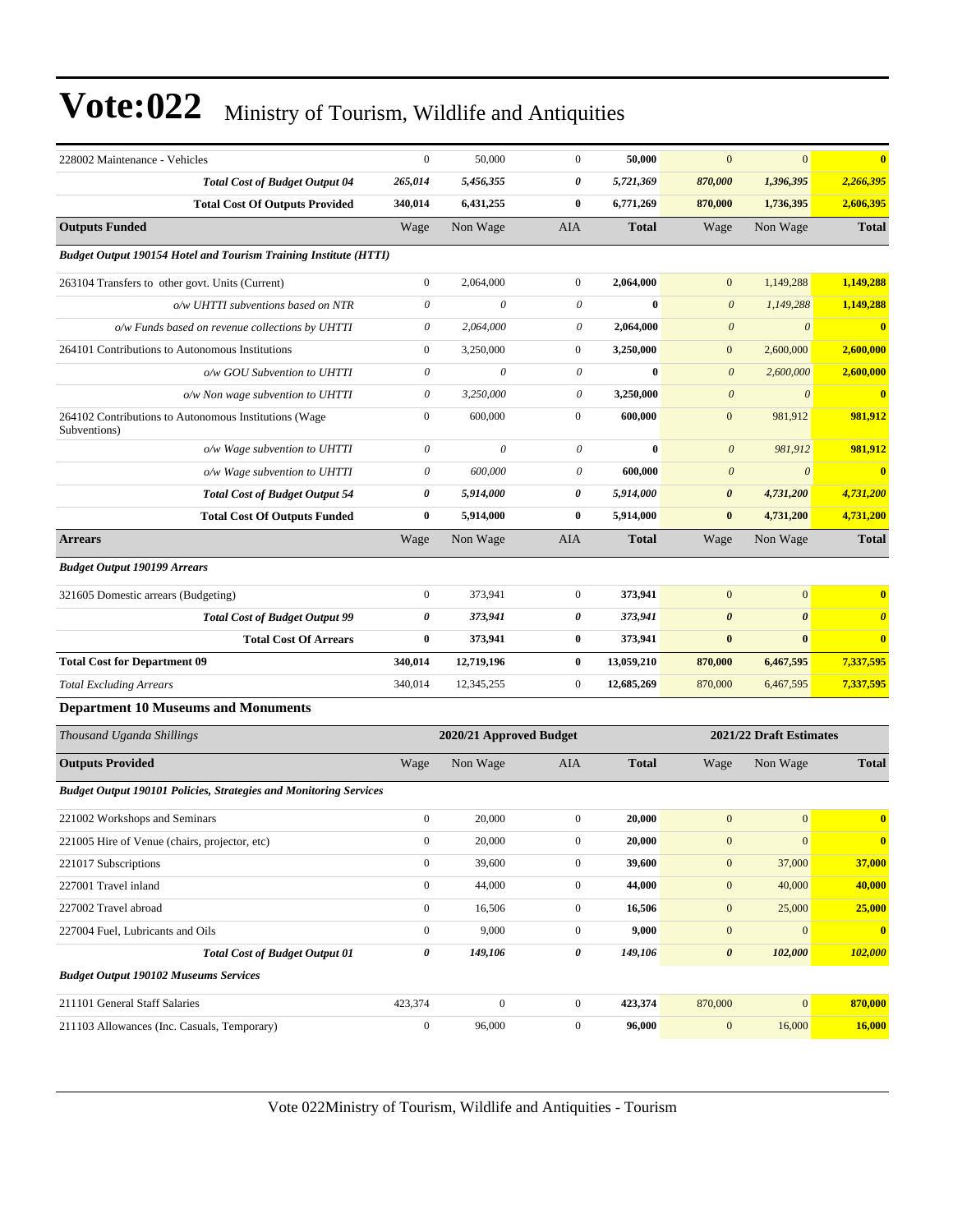| | Wage | Non Wage | AIA | Total | Wage | Non Wage | Total |
|---|---|---|---|---|---|---|---|
| 228002 Maintenance - Vehicles | 0 | 50,000 | 0 | **50,000** | 0 | 0 | **0** |
| ***Total Cost of Budget Output 04*** | ***265,014*** | ***5,456,355*** | ***0*** | ***5,721,369*** | ***870,000*** | ***1,396,395*** | ***2,266,395*** |
| **Total Cost Of Outputs Provided** | **340,014** | **6,431,255** | **0** | **6,771,269** | **870,000** | **1,736,395** | **2,606,395** |
| **Outputs Funded** | Wage | Non Wage | AIA | **Total** | Wage | Non Wage | **Total** |
| ***Budget Output 190154 Hotel and Tourism Training Institute (HTTI)*** | | | | | | | |
| 263104 Transfers to other govt. Units (Current) | 0 | 2,064,000 | 0 | **2,064,000** | 0 | 1,149,288 | **1,149,288** |
| *o/w UHTTI subventions based on NTR* | *0* | *0* | *0* | **0** | *0* | *1,149,288* | **1,149,288** |
| *o/w Funds based on revenue collections by UHTTI* | *0* | *2,064,000* | *0* | **2,064,000** | *0* | *0* | **0** |
| 264101 Contributions to Autonomous Institutions | 0 | 3,250,000 | 0 | **3,250,000** | 0 | 2,600,000 | **2,600,000** |
| *o/w GOU Subvention to UHTTI* | *0* | *0* | *0* | **0** | *0* | *2,600,000* | **2,600,000** |
| *o/w Non wage subvention to UHTTI* | *0* | *3,250,000* | *0* | **3,250,000** | *0* | *0* | **0** |
| 264102 Contributions to Autonomous Institutions (Wage Subventions) | 0 | 600,000 | 0 | **600,000** | 0 | 981,912 | **981,912** |
| *o/w Wage subvention to UHTTI* | *0* | *0* | *0* | **0** | *0* | *981,912* | **981,912** |
| *o/w Wage subvention to UHTTI* | *0* | *600,000* | *0* | **600,000** | *0* | *0* | **0** |
| ***Total Cost of Budget Output 54*** | ***0*** | ***5,914,000*** | ***0*** | ***5,914,000*** | ***0*** | ***4,731,200*** | ***4,731,200*** |
| **Total Cost Of Outputs Funded** | **0** | **5,914,000** | **0** | **5,914,000** | **0** | **4,731,200** | **4,731,200** |
| **Arrears** | Wage | Non Wage | AIA | **Total** | Wage | Non Wage | **Total** |
| ***Budget Output 190199 Arrears*** | | | | | | | |
| 321605 Domestic arrears (Budgeting) | 0 | 373,941 | 0 | **373,941** | 0 | 0 | **0** |
| ***Total Cost of Budget Output 99*** | ***0*** | ***373,941*** | ***0*** | ***373,941*** | ***0*** | ***0*** | ***0*** |
| **Total Cost Of Arrears** | **0** | **373,941** | **0** | **373,941** | **0** | **0** | **0** |
| **Total Cost for Department 09** | **340,014** | **12,719,196** | **0** | **13,059,210** | **870,000** | **6,467,595** | **7,337,595** |
| *Total Excluding Arrears* | 340,014 | 12,345,255 | 0 | **12,685,269** | 870,000 | 6,467,595 | **7,337,595** |

### Department 10 Museums and Monuments

| *Thousand Uganda Shillings* | 2020/21 Approved Budget | | | | 2021/22 Draft Estimates | | |
|---|---|---|---|---|---|---|---|
| **Outputs Provided** | Wage | Non Wage | AIA | **Total** | Wage | Non Wage | **Total** |
| ***Budget Output 190101 Policies, Strategies and Monitoring Services*** | | | | | | | |
| 221002 Workshops and Seminars | 0 | 20,000 | 0 | **20,000** | 0 | 0 | **0** |
| 221005 Hire of Venue (chairs, projector, etc) | 0 | 20,000 | 0 | **20,000** | 0 | 0 | **0** |
| 221017 Subscriptions | 0 | 39,600 | 0 | **39,600** | 0 | 37,000 | **37,000** |
| 227001 Travel inland | 0 | 44,000 | 0 | **44,000** | 0 | 40,000 | **40,000** |
| 227002 Travel abroad | 0 | 16,506 | 0 | **16,506** | 0 | 25,000 | **25,000** |
| 227004 Fuel, Lubricants and Oils | 0 | 9,000 | 0 | **9,000** | 0 | 0 | **0** |
| ***Total Cost of Budget Output 01*** | ***0*** | ***149,106*** | ***0*** | ***149,106*** | ***0*** | ***102,000*** | ***102,000*** |
| ***Budget Output 190102 Museums Services*** | | | | | | | |
| 211101 General Staff Salaries | 423,374 | 0 | 0 | **423,374** | 870,000 | 0 | **870,000** |
| 211103 Allowances (Inc. Casuals, Temporary) | 0 | 96,000 | 0 | **96,000** | 0 | 16,000 | **16,000** |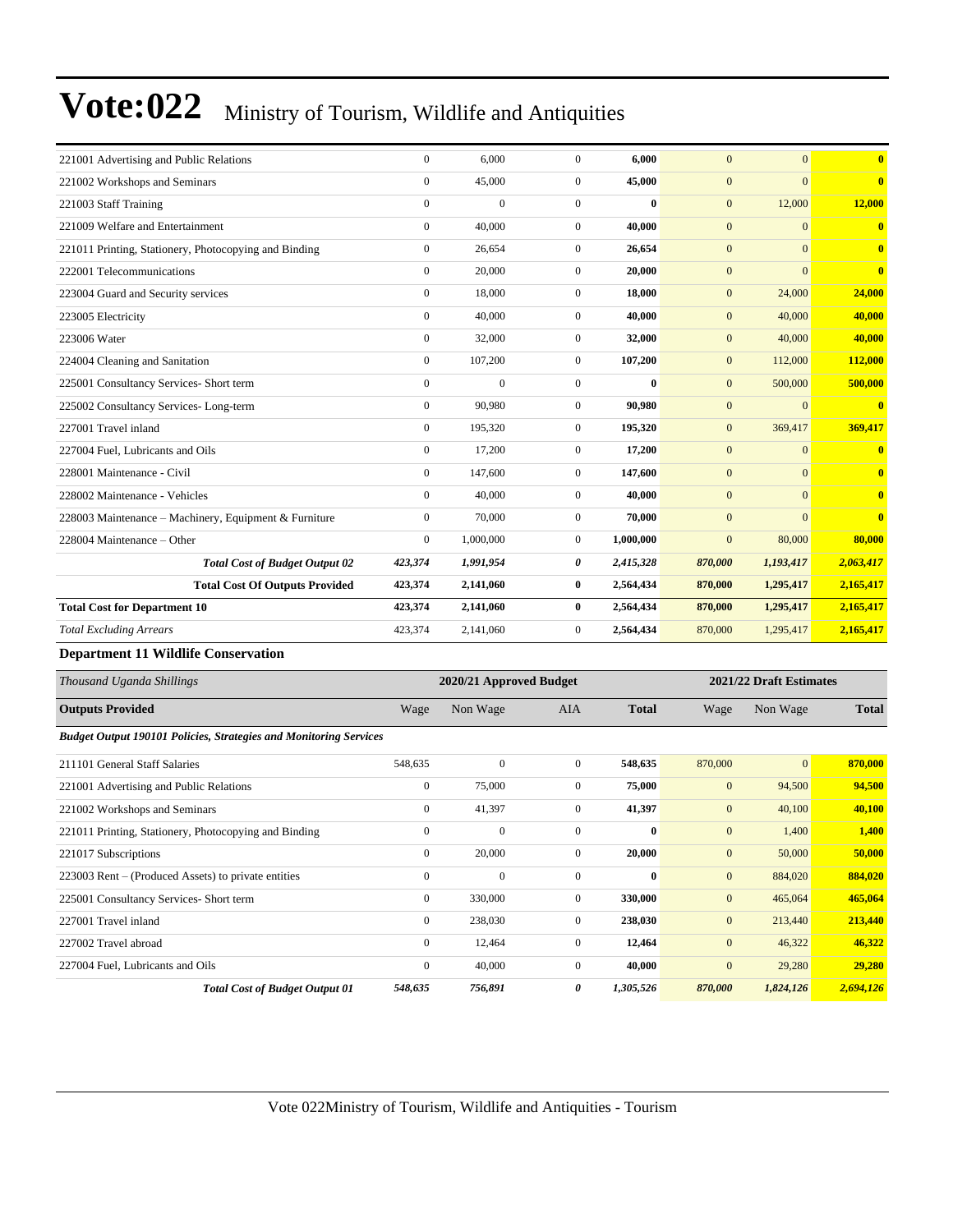# Vote:022 Ministry of Tourism, Wildlife and Antiquities

| | | | | | | | |
|---|---|---|---|---|---|---|---|
| 221001 Advertising and Public Relations | 0 | 6,000 | 0 | **6,000** | 0 | 0 | **0** |
| 221002 Workshops and Seminars | 0 | 45,000 | 0 | **45,000** | 0 | 0 | **0** |
| 221003 Staff Training | 0 | 0 | 0 | **0** | 0 | 12,000 | **12,000** |
| 221009 Welfare and Entertainment | 0 | 40,000 | 0 | **40,000** | 0 | 0 | **0** |
| 221011 Printing, Stationery, Photocopying and Binding | 0 | 26,654 | 0 | **26,654** | 0 | 0 | **0** |
| 222001 Telecommunications | 0 | 20,000 | 0 | **20,000** | 0 | 0 | **0** |
| 223004 Guard and Security services | 0 | 18,000 | 0 | **18,000** | 0 | 24,000 | **24,000** |
| 223005 Electricity | 0 | 40,000 | 0 | **40,000** | 0 | 40,000 | **40,000** |
| 223006 Water | 0 | 32,000 | 0 | **32,000** | 0 | 40,000 | **40,000** |
| 224004 Cleaning and Sanitation | 0 | 107,200 | 0 | **107,200** | 0 | 112,000 | **112,000** |
| 225001 Consultancy Services- Short term | 0 | 0 | 0 | **0** | 0 | 500,000 | **500,000** |
| 225002 Consultancy Services- Long-term | 0 | 90,980 | 0 | **90,980** | 0 | 0 | **0** |
| 227001 Travel inland | 0 | 195,320 | 0 | **195,320** | 0 | 369,417 | **369,417** |
| 227004 Fuel, Lubricants and Oils | 0 | 17,200 | 0 | **17,200** | 0 | 0 | **0** |
| 228001 Maintenance - Civil | 0 | 147,600 | 0 | **147,600** | 0 | 0 | **0** |
| 228002 Maintenance - Vehicles | 0 | 40,000 | 0 | **40,000** | 0 | 0 | **0** |
| 228003 Maintenance – Machinery, Equipment & Furniture | 0 | 70,000 | 0 | **70,000** | 0 | 0 | **0** |
| 228004 Maintenance – Other | 0 | 1,000,000 | 0 | **1,000,000** | 0 | 80,000 | **80,000** |
| ***Total Cost of Budget Output 02*** | ***423,374*** | ***1,991,954*** | ***0*** | ***2,415,328*** | ***870,000*** | ***1,193,417*** | ***2,063,417*** |
| **Total Cost Of Outputs Provided** | **423,374** | **2,141,060** | **0** | **2,564,434** | **870,000** | **1,295,417** | **2,165,417** |
| **Total Cost for Department 10** | **423,374** | **2,141,060** | **0** | **2,564,434** | **870,000** | **1,295,417** | **2,165,417** |
| *Total Excluding Arrears* | 423,374 | 2,141,060 | 0 | **2,564,434** | 870,000 | 1,295,417 | **2,165,417** |

### Department 11 Wildlife Conservation

| *Thousand Uganda Shillings* | 2020/21 Approved Budget | | | | 2021/22 Draft Estimates | | |
|---|---|---|---|---|---|---|---|
| **Outputs Provided** | Wage | Non Wage | AIA | **Total** | Wage | Non Wage | **Total** |
| ***Budget Output 190101 Policies, Strategies and Monitoring Services*** | | | | | | | |
| 211101 General Staff Salaries | 548,635 | 0 | 0 | **548,635** | 870,000 | 0 | **870,000** |
| 221001 Advertising and Public Relations | 0 | 75,000 | 0 | **75,000** | 0 | 94,500 | **94,500** |
| 221002 Workshops and Seminars | 0 | 41,397 | 0 | **41,397** | 0 | 40,100 | **40,100** |
| 221011 Printing, Stationery, Photocopying and Binding | 0 | 0 | 0 | **0** | 0 | 1,400 | **1,400** |
| 221017 Subscriptions | 0 | 20,000 | 0 | **20,000** | 0 | 50,000 | **50,000** |
| 223003 Rent – (Produced Assets) to private entities | 0 | 0 | 0 | **0** | 0 | 884,020 | **884,020** |
| 225001 Consultancy Services- Short term | 0 | 330,000 | 0 | **330,000** | 0 | 465,064 | **465,064** |
| 227001 Travel inland | 0 | 238,030 | 0 | **238,030** | 0 | 213,440 | **213,440** |
| 227002 Travel abroad | 0 | 12,464 | 0 | **12,464** | 0 | 46,322 | **46,322** |
| 227004 Fuel, Lubricants and Oils | 0 | 40,000 | 0 | **40,000** | 0 | 29,280 | **29,280** |
| ***Total Cost of Budget Output 01*** | ***548,635*** | ***756,891*** | ***0*** | ***1,305,526*** | ***870,000*** | ***1,824,126*** | ***2,694,126*** |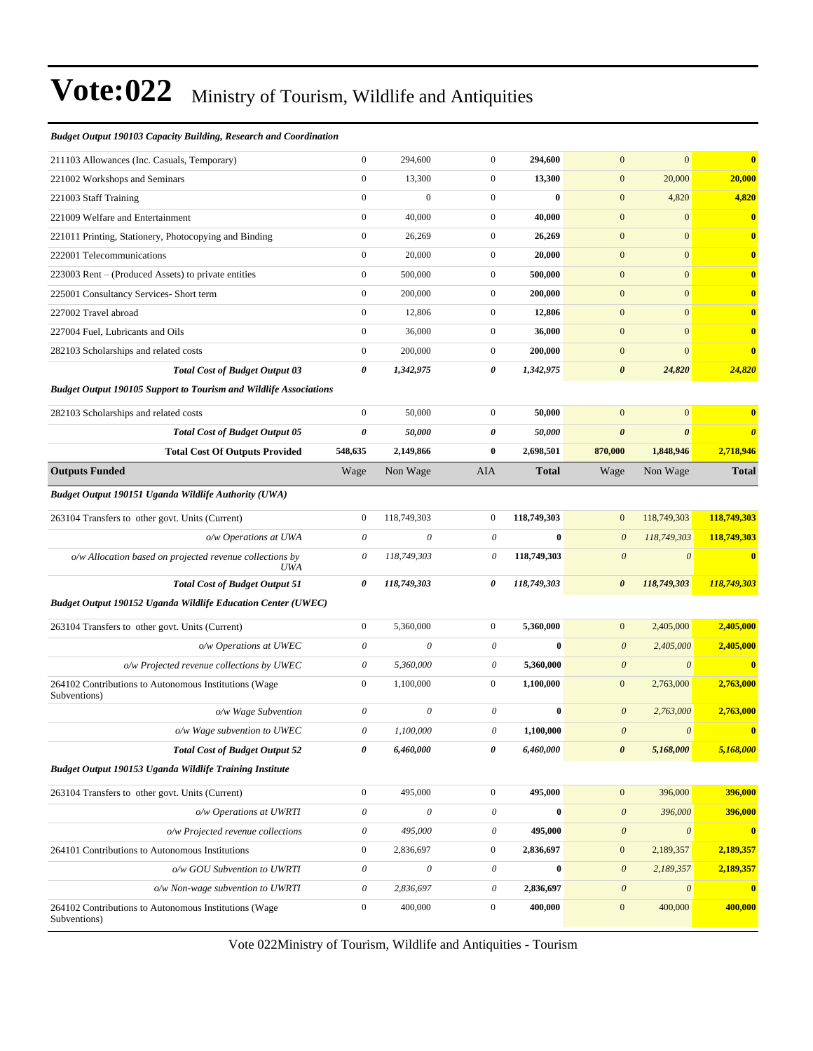# Vote:022 Ministry of Tourism, Wildlife and Antiquities

| | | | | | | | |
|---|---|---|---|---|---|---|---|
| ***Budget Output 190103 Capacity Building, Research and Coordination*** | | | | | | | |
| 211103 Allowances (Inc. Casuals, Temporary) | 0 | 294,600 | 0 | **294,600** | 0 | 0 | **0** |
| 221002 Workshops and Seminars | 0 | 13,300 | 0 | **13,300** | 0 | 20,000 | **20,000** |
| 221003 Staff Training | 0 | 0 | 0 | **0** | 0 | 4,820 | **4,820** |
| 221009 Welfare and Entertainment | 0 | 40,000 | 0 | **40,000** | 0 | 0 | **0** |
| 221011 Printing, Stationery, Photocopying and Binding | 0 | 26,269 | 0 | **26,269** | 0 | 0 | **0** |
| 222001 Telecommunications | 0 | 20,000 | 0 | **20,000** | 0 | 0 | **0** |
| 223003 Rent – (Produced Assets) to private entities | 0 | 500,000 | 0 | **500,000** | 0 | 0 | **0** |
| 225001 Consultancy Services- Short term | 0 | 200,000 | 0 | **200,000** | 0 | 0 | **0** |
| 227002 Travel abroad | 0 | 12,806 | 0 | **12,806** | 0 | 0 | **0** |
| 227004 Fuel, Lubricants and Oils | 0 | 36,000 | 0 | **36,000** | 0 | 0 | **0** |
| 282103 Scholarships and related costs | 0 | 200,000 | 0 | **200,000** | 0 | 0 | **0** |
| ***Total Cost of Budget Output 03*** | ***0*** | ***1,342,975*** | ***0*** | ***1,342,975*** | ***0*** | ***24,820*** | ***24,820*** |
| ***Budget Output 190105 Support to Tourism and Wildlife Associations*** | | | | | | | |
| 282103 Scholarships and related costs | 0 | 50,000 | 0 | **50,000** | 0 | 0 | **0** |
| ***Total Cost of Budget Output 05*** | ***0*** | ***50,000*** | ***0*** | ***50,000*** | ***0*** | ***0*** | ***0*** |
| **Total Cost Of Outputs Provided** | **548,635** | **2,149,866** | **0** | **2,698,501** | **870,000** | **1,848,946** | **2,718,946** |
| **Outputs Funded** | Wage | Non Wage | AIA | **Total** | Wage | Non Wage | **Total** |
| ***Budget Output 190151 Uganda Wildlife Authority (UWA)*** | | | | | | | |
| 263104 Transfers to other govt. Units (Current) | 0 | 118,749,303 | 0 | **118,749,303** | 0 | 118,749,303 | **118,749,303** |
| *o/w Operations at UWA* | *0* | *0* | *0* | **0** | *0* | *118,749,303* | **118,749,303** |
| *o/w Allocation based on projected revenue collections by UWA* | *0* | *118,749,303* | *0* | **118,749,303** | *0* | *0* | **0** |
| ***Total Cost of Budget Output 51*** | ***0*** | ***118,749,303*** | ***0*** | ***118,749,303*** | ***0*** | ***118,749,303*** | ***118,749,303*** |
| ***Budget Output 190152 Uganda Wildlife Education Center (UWEC)*** | | | | | | | |
| 263104 Transfers to other govt. Units (Current) | 0 | 5,360,000 | 0 | **5,360,000** | 0 | 2,405,000 | **2,405,000** |
| *o/w Operations at UWEC* | *0* | *0* | *0* | **0** | *0* | *2,405,000* | **2,405,000** |
| *o/w Projected revenue collections by UWEC* | *0* | *5,360,000* | *0* | **5,360,000** | *0* | *0* | **0** |
| 264102 Contributions to Autonomous Institutions (Wage Subventions) | 0 | 1,100,000 | 0 | **1,100,000** | 0 | 2,763,000 | **2,763,000** |
| *o/w Wage Subvention* | *0* | *0* | *0* | **0** | *0* | *2,763,000* | **2,763,000** |
| *o/w Wage subvention to UWEC* | *0* | *1,100,000* | *0* | **1,100,000** | *0* | *0* | **0** |
| ***Total Cost of Budget Output 52*** | ***0*** | ***6,460,000*** | ***0*** | ***6,460,000*** | ***0*** | ***5,168,000*** | ***5,168,000*** |
| ***Budget Output 190153 Uganda Wildlife Training Institute*** | | | | | | | |
| 263104 Transfers to other govt. Units (Current) | 0 | 495,000 | 0 | **495,000** | 0 | 396,000 | **396,000** |
| *o/w Operations at UWRTI* | *0* | *0* | *0* | **0** | *0* | *396,000* | **396,000** |
| *o/w Projected revenue collections* | *0* | *495,000* | *0* | **495,000** | *0* | *0* | **0** |
| 264101 Contributions to Autonomous Institutions | 0 | 2,836,697 | 0 | **2,836,697** | 0 | 2,189,357 | **2,189,357** |
| *o/w GOU Subvention to UWRTI* | *0* | *0* | *0* | **0** | *0* | *2,189,357* | **2,189,357** |
| *o/w Non-wage subvention to UWRTI* | *0* | *2,836,697* | *0* | **2,836,697** | *0* | *0* | **0** |
| 264102 Contributions to Autonomous Institutions (Wage Subventions) | 0 | 400,000 | 0 | **400,000** | 0 | 400,000 | **400,000** |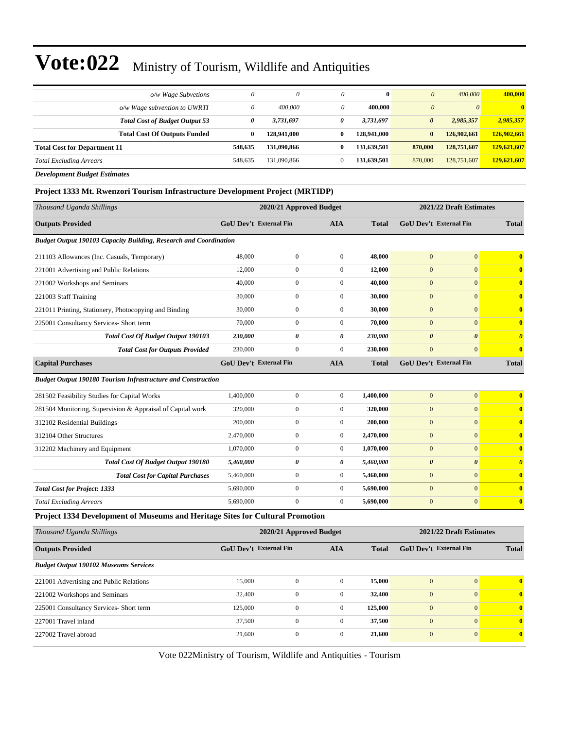# Vote:022 Ministry of Tourism, Wildlife and Antiquities

| | | | | | | | |
|---|---|---|---|---|---|---|---|
| *o/w Wage Subvetions* | *0* | *0* | *0* | **0** | *0* | *400,000* | **400,000** |
| *o/w Wage subvention to UWRTI* | *0* | *400,000* | *0* | **400,000** | *0* | *0* | **0** |
| ***Total Cost of Budget Output 53*** | ***0*** | ***3,731,697*** | ***0*** | ***3,731,697*** | ***0*** | ***2,985,357*** | ***2,985,357*** |
| **Total Cost Of Outputs Funded** | **0** | **128,941,000** | **0** | **128,941,000** | **0** | **126,902,661** | **126,902,661** |
| **Total Cost for Department 11** | **548,635** | **131,090,866** | **0** | **131,639,501** | **870,000** | **128,751,607** | **129,621,607** |
| *Total Excluding Arrears* | 548,635 | 131,090,866 | 0 | **131,639,501** | 870,000 | 128,751,607 | **129,621,607** |

***Development Budget Estimates***

### Project 1333 Mt. Rwenzori Tourism Infrastructure Development Project (MRTIDP)

| *Thousand Uganda Shillings* | 2020/21 Approved Budget | | | | 2021/22 Draft Estimates | | |
|---|---|---|---|---|---|---|---|
| **Outputs Provided** | **GoU Dev't** | **External Fin** | **AIA** | **Total** | **GoU Dev't** | **External Fin** | **Total** |
| ***Budget Output 190103 Capacity Building, Research and Coordination*** | | | | | | | |
| 211103 Allowances (Inc. Casuals, Temporary) | 48,000 | 0 | 0 | **48,000** | 0 | 0 | **0** |
| 221001 Advertising and Public Relations | 12,000 | 0 | 0 | **12,000** | 0 | 0 | **0** |
| 221002 Workshops and Seminars | 40,000 | 0 | 0 | **40,000** | 0 | 0 | **0** |
| 221003 Staff Training | 30,000 | 0 | 0 | **30,000** | 0 | 0 | **0** |
| 221011 Printing, Stationery, Photocopying and Binding | 30,000 | 0 | 0 | **30,000** | 0 | 0 | **0** |
| 225001 Consultancy Services- Short term | 70,000 | 0 | 0 | **70,000** | 0 | 0 | **0** |
| ***Total Cost Of Budget Output 190103*** | ***230,000*** | ***0*** | ***0*** | ***230,000*** | ***0*** | ***0*** | ***0*** |
| ***Total Cost for Outputs Provided*** | 230,000 | 0 | 0 | **230,000** | 0 | 0 | **0** |
| **Capital Purchases** | **GoU Dev't** | **External Fin** | **AIA** | **Total** | **GoU Dev't** | **External Fin** | **Total** |
| ***Budget Output 190180 Tourism Infrastructure and Construction*** | | | | | | | |
| 281502 Feasibility Studies for Capital Works | 1,400,000 | 0 | 0 | **1,400,000** | 0 | 0 | **0** |
| 281504 Monitoring, Supervision & Appraisal of Capital work | 320,000 | 0 | 0 | **320,000** | 0 | 0 | **0** |
| 312102 Residential Buildings | 200,000 | 0 | 0 | **200,000** | 0 | 0 | **0** |
| 312104 Other Structures | 2,470,000 | 0 | 0 | **2,470,000** | 0 | 0 | **0** |
| 312202 Machinery and Equipment | 1,070,000 | 0 | 0 | **1,070,000** | 0 | 0 | **0** |
| ***Total Cost Of Budget Output 190180*** | ***5,460,000*** | ***0*** | ***0*** | ***5,460,000*** | ***0*** | ***0*** | ***0*** |
| ***Total Cost for Capital Purchases*** | 5,460,000 | 0 | 0 | **5,460,000** | 0 | 0 | **0** |
| ***Total Cost for Project: 1333*** | 5,690,000 | 0 | 0 | **5,690,000** | 0 | 0 | **0** |
| *Total Excluding Arrears* | 5,690,000 | 0 | 0 | **5,690,000** | 0 | 0 | **0** |

### Project 1334 Development of Museums and Heritage Sites for Cultural Promotion

| *Thousand Uganda Shillings* | 2020/21 Approved Budget | | | | 2021/22 Draft Estimates | | |
|---|---|---|---|---|---|---|---|
| **Outputs Provided** | **GoU Dev't** | **External Fin** | **AIA** | **Total** | **GoU Dev't** | **External Fin** | **Total** |
| ***Budget Output 190102 Museums Services*** | | | | | | | |
| 221001 Advertising and Public Relations | 15,000 | 0 | 0 | **15,000** | 0 | 0 | **0** |
| 221002 Workshops and Seminars | 32,400 | 0 | 0 | **32,400** | 0 | 0 | **0** |
| 225001 Consultancy Services- Short term | 125,000 | 0 | 0 | **125,000** | 0 | 0 | **0** |
| 227001 Travel inland | 37,500 | 0 | 0 | **37,500** | 0 | 0 | **0** |
| 227002 Travel abroad | 21,600 | 0 | 0 | **21,600** | 0 | 0 | **0** |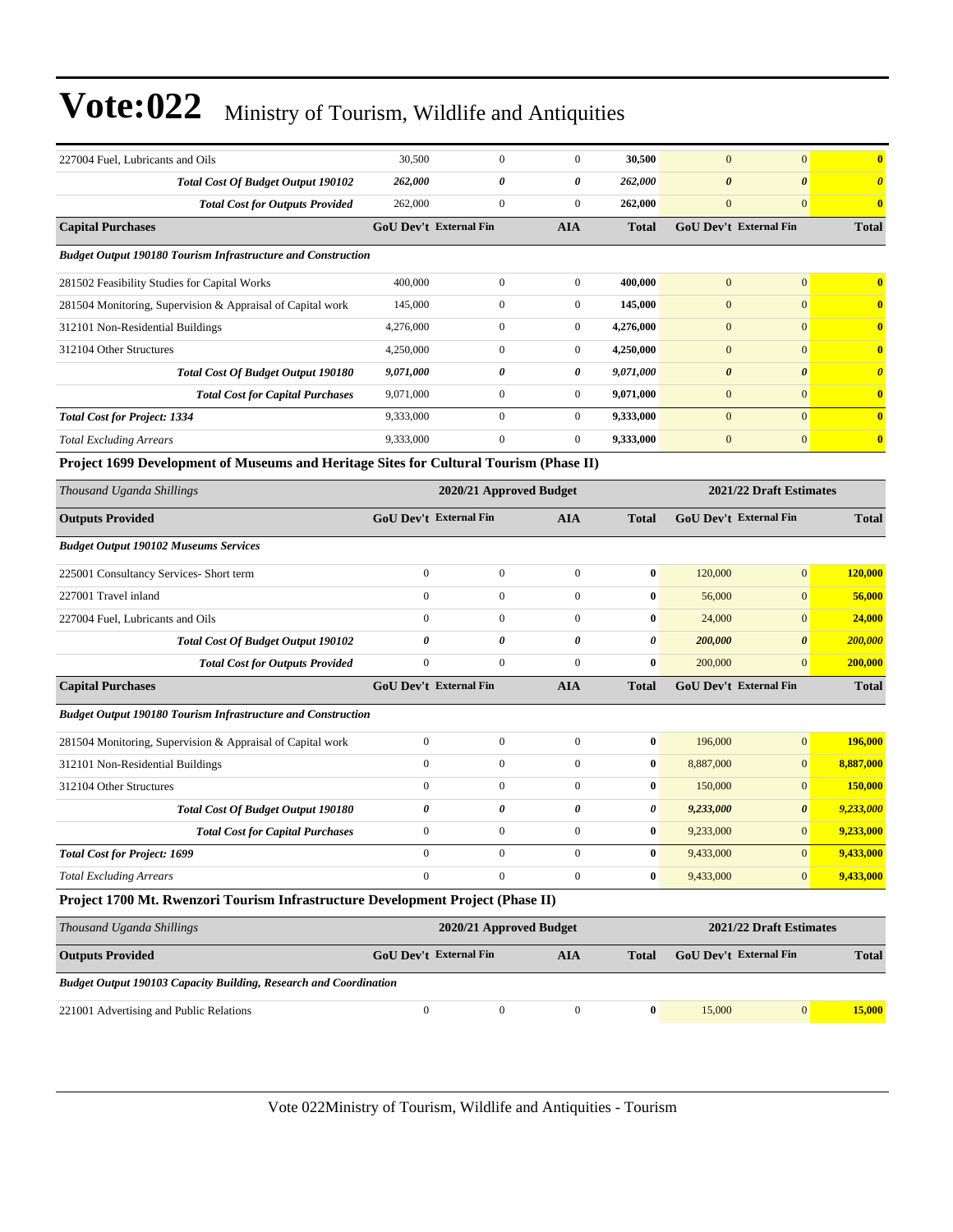# Vote:022 Ministry of Tourism, Wildlife and Antiquities

| | | | | | | | |
|---|---|---|---|---|---|---|---|
| 227004 Fuel, Lubricants and Oils | 30,500 | 0 | 0 | **30,500** | 0 | 0 | **0** |
| ***Total Cost Of Budget Output 190102*** | ***262,000*** | ***0*** | ***0*** | ***262,000*** | ***0*** | ***0*** | ***0*** |
| ***Total Cost for Outputs Provided*** | 262,000 | 0 | 0 | **262,000** | 0 | 0 | **0** |
| **Capital Purchases** | **GoU Dev't** | **External Fin** | **AIA** | **Total** | **GoU Dev't** | **External Fin** | **Total** |
| ***Budget Output 190180 Tourism Infrastructure and Construction*** | | | | | | | |
| 281502 Feasibility Studies for Capital Works | 400,000 | 0 | 0 | **400,000** | 0 | 0 | **0** |
| 281504 Monitoring, Supervision & Appraisal of Capital work | 145,000 | 0 | 0 | **145,000** | 0 | 0 | **0** |
| 312101 Non-Residential Buildings | 4,276,000 | 0 | 0 | **4,276,000** | 0 | 0 | **0** |
| 312104 Other Structures | 4,250,000 | 0 | 0 | **4,250,000** | 0 | 0 | **0** |
| ***Total Cost Of Budget Output 190180*** | ***9,071,000*** | ***0*** | ***0*** | ***9,071,000*** | ***0*** | ***0*** | ***0*** |
| ***Total Cost for Capital Purchases*** | 9,071,000 | 0 | 0 | **9,071,000** | 0 | 0 | **0** |
| ***Total Cost for Project: 1334*** | 9,333,000 | 0 | 0 | **9,333,000** | 0 | 0 | **0** |
| *Total Excluding Arrears* | 9,333,000 | 0 | 0 | **9,333,000** | 0 | 0 | **0** |

**Project 1699 Development of Museums and Heritage Sites for Cultural Tourism (Phase II)**

| *Thousand Uganda Shillings* | 2020/21 Approved Budget | | | | 2021/22 Draft Estimates | | |
|---|---|---|---|---|---|---|---|
| **Outputs Provided** | **GoU Dev't** | **External Fin** | **AIA** | **Total** | **GoU Dev't** | **External Fin** | **Total** |
| ***Budget Output 190102 Museums Services*** | | | | | | | |
| 225001 Consultancy Services- Short term | 0 | 0 | 0 | **0** | 120,000 | 0 | **120,000** |
| 227001 Travel inland | 0 | 0 | 0 | **0** | 56,000 | 0 | **56,000** |
| 227004 Fuel, Lubricants and Oils | 0 | 0 | 0 | **0** | 24,000 | 0 | **24,000** |
| ***Total Cost Of Budget Output 190102*** | ***0*** | ***0*** | ***0*** | ***0*** | ***200,000*** | ***0*** | ***200,000*** |
| ***Total Cost for Outputs Provided*** | 0 | 0 | 0 | **0** | 200,000 | 0 | **200,000** |
| **Capital Purchases** | **GoU Dev't** | **External Fin** | **AIA** | **Total** | **GoU Dev't** | **External Fin** | **Total** |
| ***Budget Output 190180 Tourism Infrastructure and Construction*** | | | | | | | |
| 281504 Monitoring, Supervision & Appraisal of Capital work | 0 | 0 | 0 | **0** | 196,000 | 0 | **196,000** |
| 312101 Non-Residential Buildings | 0 | 0 | 0 | **0** | 8,887,000 | 0 | **8,887,000** |
| 312104 Other Structures | 0 | 0 | 0 | **0** | 150,000 | 0 | **150,000** |
| ***Total Cost Of Budget Output 190180*** | ***0*** | ***0*** | ***0*** | ***0*** | ***9,233,000*** | ***0*** | ***9,233,000*** |
| ***Total Cost for Capital Purchases*** | 0 | 0 | 0 | **0** | 9,233,000 | 0 | **9,233,000** |
| ***Total Cost for Project: 1699*** | 0 | 0 | 0 | **0** | 9,433,000 | 0 | **9,433,000** |
| *Total Excluding Arrears* | 0 | 0 | 0 | **0** | 9,433,000 | 0 | **9,433,000** |

**Project 1700 Mt. Rwenzori Tourism Infrastructure Development Project (Phase II)**

| *Thousand Uganda Shillings* | 2020/21 Approved Budget | | | | 2021/22 Draft Estimates | | |
|---|---|---|---|---|---|---|---|
| **Outputs Provided** | **GoU Dev't** | **External Fin** | **AIA** | **Total** | **GoU Dev't** | **External Fin** | **Total** |
| ***Budget Output 190103 Capacity Building, Research and Coordination*** | | | | | | | |
| 221001 Advertising and Public Relations | 0 | 0 | 0 | **0** | 15,000 | 0 | **15,000** |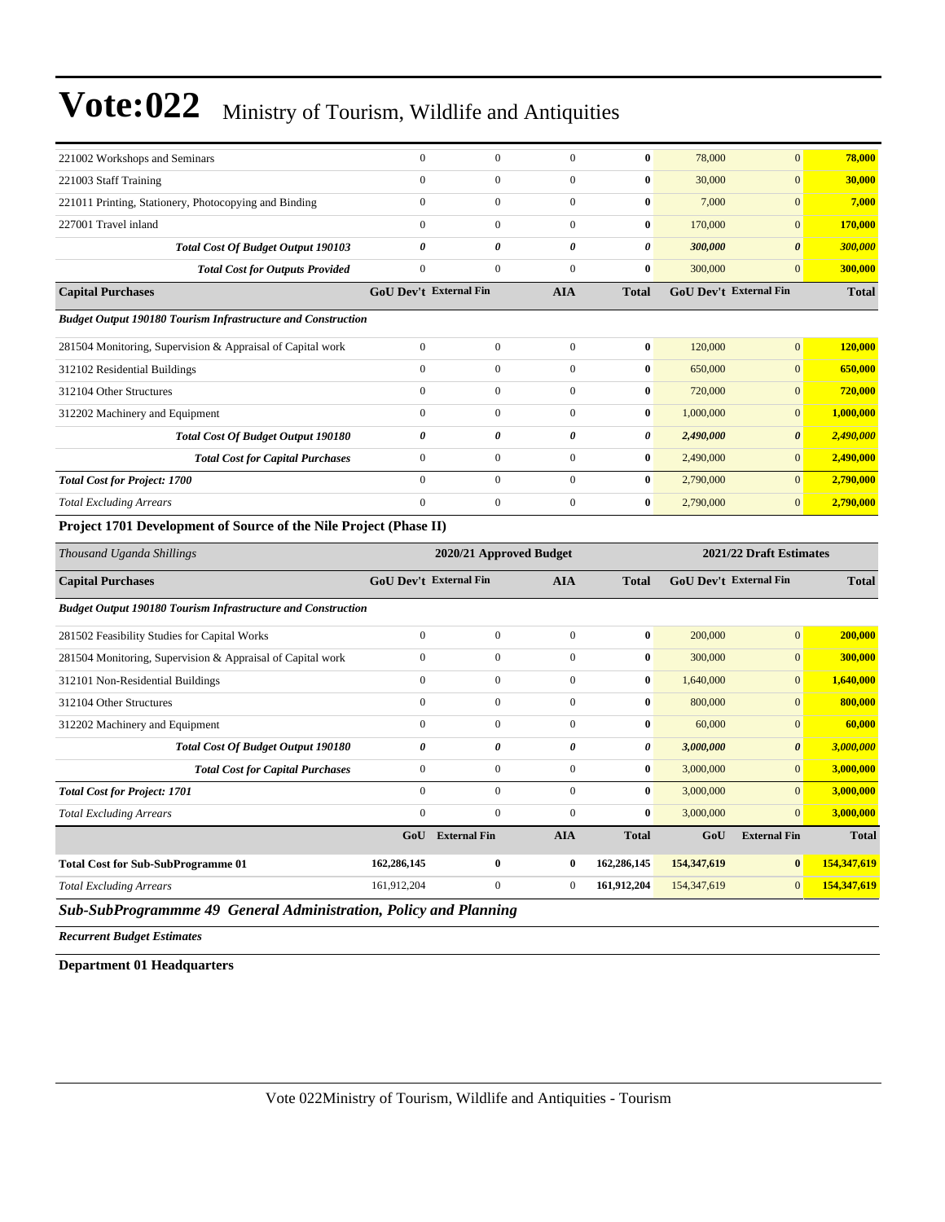| | | | | | | | |
|---|---|---|---|---|---|---|---|
| 221002 Workshops and Seminars | 0 | 0 | 0 | **0** | 78,000 | 0 | **78,000** |
| 221003 Staff Training | 0 | 0 | 0 | **0** | 30,000 | 0 | **30,000** |
| 221011 Printing, Stationery, Photocopying and Binding | 0 | 0 | 0 | **0** | 7,000 | 0 | **7,000** |
| 227001 Travel inland | 0 | 0 | 0 | **0** | 170,000 | 0 | **170,000** |
| ***Total Cost Of Budget Output 190103*** | ***0*** | ***0*** | ***0*** | ***0*** | ***300,000*** | ***0*** | ***300,000*** |
| ***Total Cost for Outputs Provided*** | 0 | 0 | 0 | **0** | 300,000 | 0 | **300,000** |
| **Capital Purchases** | **GoU Dev't** | **External Fin** | **AIA** | **Total** | **GoU Dev't** | **External Fin** | **Total** |
| ***Budget Output 190180 Tourism Infrastructure and Construction*** | | | | | | | |
| 281504 Monitoring, Supervision & Appraisal of Capital work | 0 | 0 | 0 | **0** | 120,000 | 0 | **120,000** |
| 312102 Residential Buildings | 0 | 0 | 0 | **0** | 650,000 | 0 | **650,000** |
| 312104 Other Structures | 0 | 0 | 0 | **0** | 720,000 | 0 | **720,000** |
| 312202 Machinery and Equipment | 0 | 0 | 0 | **0** | 1,000,000 | 0 | **1,000,000** |
| ***Total Cost Of Budget Output 190180*** | ***0*** | ***0*** | ***0*** | ***0*** | ***2,490,000*** | ***0*** | ***2,490,000*** |
| ***Total Cost for Capital Purchases*** | 0 | 0 | 0 | **0** | 2,490,000 | 0 | **2,490,000** |
| ***Total Cost for Project: 1700*** | 0 | 0 | 0 | **0** | 2,790,000 | 0 | **2,790,000** |
| *Total Excluding Arrears* | 0 | 0 | 0 | **0** | 2,790,000 | 0 | **2,790,000** |

**Project 1701 Development of Source of the Nile Project (Phase II)**

| *Thousand Uganda Shillings* | 2020/21 Approved Budget | | | | 2021/22 Draft Estimates | | |
|---|---|---|---|---|---|---|---|
| **Capital Purchases** | **GoU Dev't** | **External Fin** | **AIA** | **Total** | **GoU Dev't** | **External Fin** | **Total** |
| ***Budget Output 190180 Tourism Infrastructure and Construction*** | | | | | | | |
| 281502 Feasibility Studies for Capital Works | 0 | 0 | 0 | **0** | 200,000 | 0 | **200,000** |
| 281504 Monitoring, Supervision & Appraisal of Capital work | 0 | 0 | 0 | **0** | 300,000 | 0 | **300,000** |
| 312101 Non-Residential Buildings | 0 | 0 | 0 | **0** | 1,640,000 | 0 | **1,640,000** |
| 312104 Other Structures | 0 | 0 | 0 | **0** | 800,000 | 0 | **800,000** |
| 312202 Machinery and Equipment | 0 | 0 | 0 | **0** | 60,000 | 0 | **60,000** |
| ***Total Cost Of Budget Output 190180*** | ***0*** | ***0*** | ***0*** | ***0*** | ***3,000,000*** | ***0*** | ***3,000,000*** |
| ***Total Cost for Capital Purchases*** | 0 | 0 | 0 | **0** | 3,000,000 | 0 | **3,000,000** |
| ***Total Cost for Project: 1701*** | 0 | 0 | 0 | **0** | 3,000,000 | 0 | **3,000,000** |
| *Total Excluding Arrears* | 0 | 0 | 0 | **0** | 3,000,000 | 0 | **3,000,000** |
| | **GoU** | **External Fin** | **AIA** | **Total** | **GoU** | **External Fin** | **Total** |
| **Total Cost for Sub-SubProgramme 01** | **162,286,145** | **0** | **0** | **162,286,145** | **154,347,619** | **0** | **154,347,619** |
| *Total Excluding Arrears* | 161,912,204 | 0 | 0 | **161,912,204** | 154,347,619 | 0 | **154,347,619** |

***Sub-SubProgrammme 49 General Administration, Policy and Planning***

***Recurrent Budget Estimates***

**Department 01 Headquarters**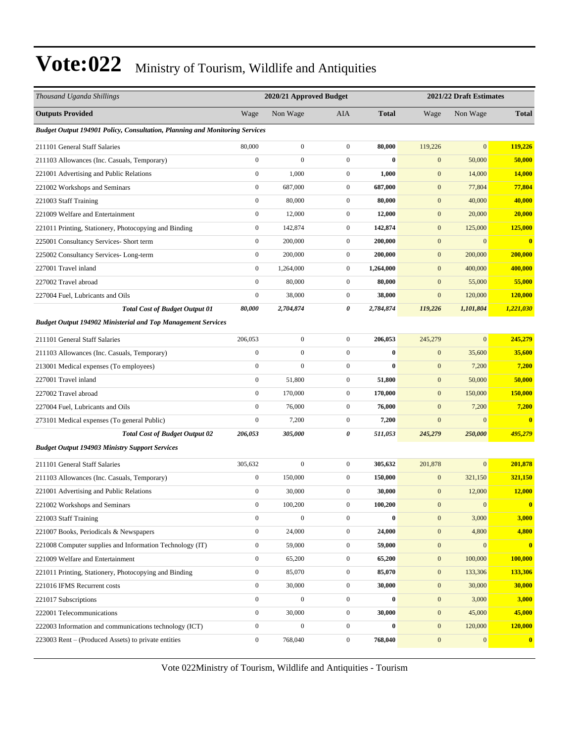# Vote:022 Ministry of Tourism, Wildlife and Antiquities

| *Thousand Uganda Shillings* | 2020/21 Approved Budget | | | | 2021/22 Draft Estimates | | |
|---|---|---|---|---|---|---|---|
| **Outputs Provided** | Wage | Non Wage | AIA | **Total** | Wage | Non Wage | **Total** |
| ***Budget Output 194901 Policy, Consultation, Planning and Monitoring Services*** | | | | | | | |
| 211101 General Staff Salaries | 80,000 | 0 | 0 | **80,000** | 119,226 | 0 | **119,226** |
| 211103 Allowances (Inc. Casuals, Temporary) | 0 | 0 | 0 | **0** | 0 | 50,000 | **50,000** |
| 221001 Advertising and Public Relations | 0 | 1,000 | 0 | **1,000** | 0 | 14,000 | **14,000** |
| 221002 Workshops and Seminars | 0 | 687,000 | 0 | **687,000** | 0 | 77,804 | **77,804** |
| 221003 Staff Training | 0 | 80,000 | 0 | **80,000** | 0 | 40,000 | **40,000** |
| 221009 Welfare and Entertainment | 0 | 12,000 | 0 | **12,000** | 0 | 20,000 | **20,000** |
| 221011 Printing, Stationery, Photocopying and Binding | 0 | 142,874 | 0 | **142,874** | 0 | 125,000 | **125,000** |
| 225001 Consultancy Services- Short term | 0 | 200,000 | 0 | **200,000** | 0 | 0 | **0** |
| 225002 Consultancy Services- Long-term | 0 | 200,000 | 0 | **200,000** | 0 | 200,000 | **200,000** |
| 227001 Travel inland | 0 | 1,264,000 | 0 | **1,264,000** | 0 | 400,000 | **400,000** |
| 227002 Travel abroad | 0 | 80,000 | 0 | **80,000** | 0 | 55,000 | **55,000** |
| 227004 Fuel, Lubricants and Oils | 0 | 38,000 | 0 | **38,000** | 0 | 120,000 | **120,000** |
| ***Total Cost of Budget Output 01*** | ***80,000*** | ***2,704,874*** | ***0*** | ***2,784,874*** | ***119,226*** | ***1,101,804*** | ***1,221,030*** |
| ***Budget Output 194902 Ministerial and Top Management Services*** | | | | | | | |
| 211101 General Staff Salaries | 206,053 | 0 | 0 | **206,053** | 245,279 | 0 | **245,279** |
| 211103 Allowances (Inc. Casuals, Temporary) | 0 | 0 | 0 | **0** | 0 | 35,600 | **35,600** |
| 213001 Medical expenses (To employees) | 0 | 0 | 0 | **0** | 0 | 7,200 | **7,200** |
| 227001 Travel inland | 0 | 51,800 | 0 | **51,800** | 0 | 50,000 | **50,000** |
| 227002 Travel abroad | 0 | 170,000 | 0 | **170,000** | 0 | 150,000 | **150,000** |
| 227004 Fuel, Lubricants and Oils | 0 | 76,000 | 0 | **76,000** | 0 | 7,200 | **7,200** |
| 273101 Medical expenses (To general Public) | 0 | 7,200 | 0 | **7,200** | 0 | 0 | **0** |
| ***Total Cost of Budget Output 02*** | ***206,053*** | ***305,000*** | ***0*** | ***511,053*** | ***245,279*** | ***250,000*** | ***495,279*** |
| ***Budget Output 194903 Ministry Support Services*** | | | | | | | |
| 211101 General Staff Salaries | 305,632 | 0 | 0 | **305,632** | 201,878 | 0 | **201,878** |
| 211103 Allowances (Inc. Casuals, Temporary) | 0 | 150,000 | 0 | **150,000** | 0 | 321,150 | **321,150** |
| 221001 Advertising and Public Relations | 0 | 30,000 | 0 | **30,000** | 0 | 12,000 | **12,000** |
| 221002 Workshops and Seminars | 0 | 100,200 | 0 | **100,200** | 0 | 0 | **0** |
| 221003 Staff Training | 0 | 0 | 0 | **0** | 0 | 3,000 | **3,000** |
| 221007 Books, Periodicals & Newspapers | 0 | 24,000 | 0 | **24,000** | 0 | 4,800 | **4,800** |
| 221008 Computer supplies and Information Technology (IT) | 0 | 59,000 | 0 | **59,000** | 0 | 0 | **0** |
| 221009 Welfare and Entertainment | 0 | 65,200 | 0 | **65,200** | 0 | 100,000 | **100,000** |
| 221011 Printing, Stationery, Photocopying and Binding | 0 | 85,070 | 0 | **85,070** | 0 | 133,306 | **133,306** |
| 221016 IFMS Recurrent costs | 0 | 30,000 | 0 | **30,000** | 0 | 30,000 | **30,000** |
| 221017 Subscriptions | 0 | 0 | 0 | **0** | 0 | 3,000 | **3,000** |
| 222001 Telecommunications | 0 | 30,000 | 0 | **30,000** | 0 | 45,000 | **45,000** |
| 222003 Information and communications technology (ICT) | 0 | 0 | 0 | **0** | 0 | 120,000 | **120,000** |
| 223003 Rent – (Produced Assets) to private entities | 0 | 768,040 | 0 | **768,040** | 0 | 0 | **0** |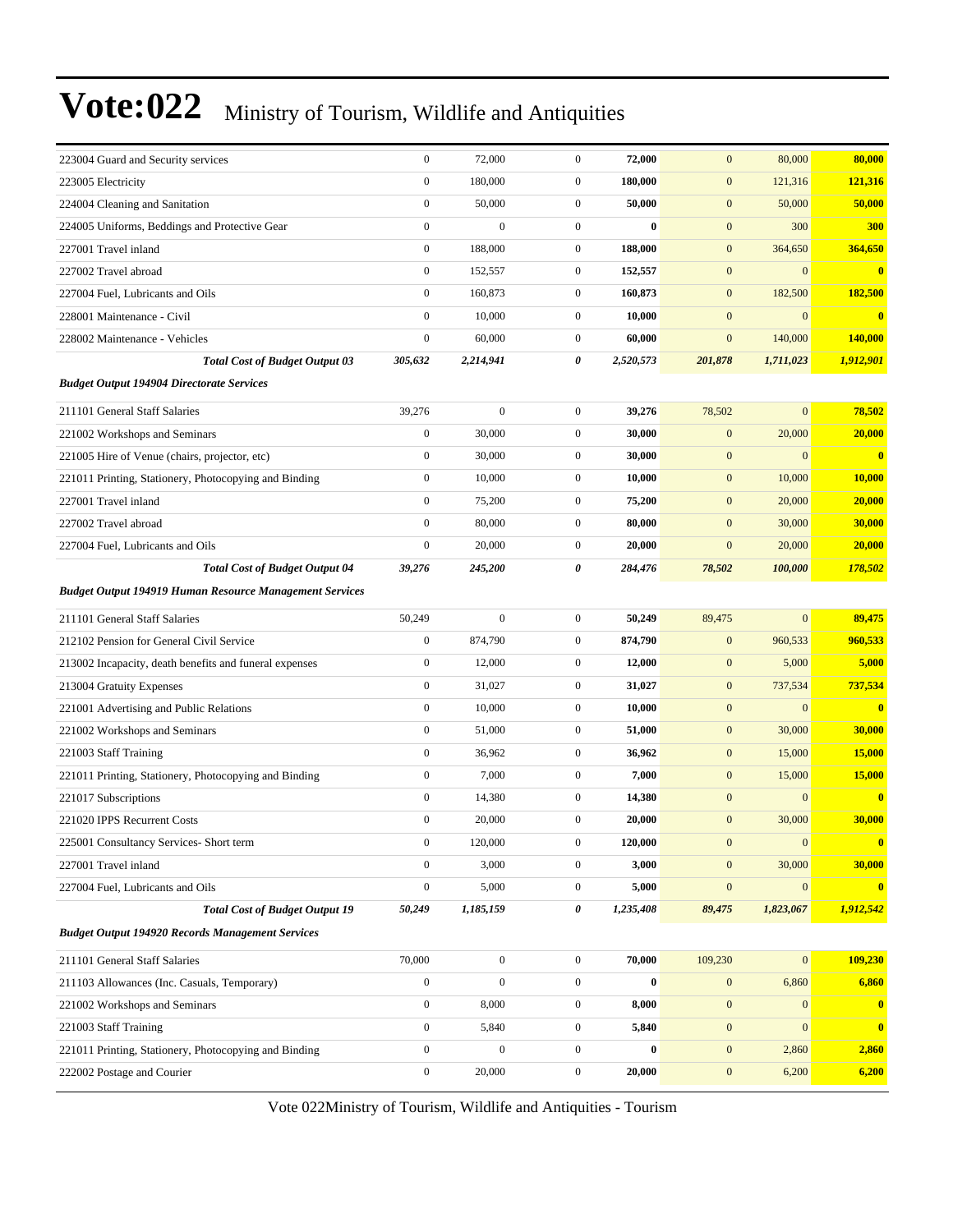# Vote:022 Ministry of Tourism, Wildlife and Antiquities

| | | | | | | | |
|---|---|---|---|---|---|---|---|
| 223004 Guard and Security services | 0 | 72,000 | 0 | **72,000** | 0 | 80,000 | **80,000** |
| 223005 Electricity | 0 | 180,000 | 0 | **180,000** | 0 | 121,316 | **121,316** |
| 224004 Cleaning and Sanitation | 0 | 50,000 | 0 | **50,000** | 0 | 50,000 | **50,000** |
| 224005 Uniforms, Beddings and Protective Gear | 0 | 0 | 0 | **0** | 0 | 300 | **300** |
| 227001 Travel inland | 0 | 188,000 | 0 | **188,000** | 0 | 364,650 | **364,650** |
| 227002 Travel abroad | 0 | 152,557 | 0 | **152,557** | 0 | 0 | **0** |
| 227004 Fuel, Lubricants and Oils | 0 | 160,873 | 0 | **160,873** | 0 | 182,500 | **182,500** |
| 228001 Maintenance - Civil | 0 | 10,000 | 0 | **10,000** | 0 | 0 | **0** |
| 228002 Maintenance - Vehicles | 0 | 60,000 | 0 | **60,000** | 0 | 140,000 | **140,000** |
| ***Total Cost of Budget Output 03*** | ***305,632*** | ***2,214,941*** | ***0*** | ***2,520,573*** | ***201,878*** | ***1,711,023*** | ***1,912,901*** |
| ***Budget Output 194904 Directorate Services*** | | | | | | | |
| 211101 General Staff Salaries | 39,276 | 0 | 0 | **39,276** | 78,502 | 0 | **78,502** |
| 221002 Workshops and Seminars | 0 | 30,000 | 0 | **30,000** | 0 | 20,000 | **20,000** |
| 221005 Hire of Venue (chairs, projector, etc) | 0 | 30,000 | 0 | **30,000** | 0 | 0 | **0** |
| 221011 Printing, Stationery, Photocopying and Binding | 0 | 10,000 | 0 | **10,000** | 0 | 10,000 | **10,000** |
| 227001 Travel inland | 0 | 75,200 | 0 | **75,200** | 0 | 20,000 | **20,000** |
| 227002 Travel abroad | 0 | 80,000 | 0 | **80,000** | 0 | 30,000 | **30,000** |
| 227004 Fuel, Lubricants and Oils | 0 | 20,000 | 0 | **20,000** | 0 | 20,000 | **20,000** |
| ***Total Cost of Budget Output 04*** | ***39,276*** | ***245,200*** | ***0*** | ***284,476*** | ***78,502*** | ***100,000*** | ***178,502*** |
| ***Budget Output 194919 Human Resource Management Services*** | | | | | | | |
| 211101 General Staff Salaries | 50,249 | 0 | 0 | **50,249** | 89,475 | 0 | **89,475** |
| 212102 Pension for General Civil Service | 0 | 874,790 | 0 | **874,790** | 0 | 960,533 | **960,533** |
| 213002 Incapacity, death benefits and funeral expenses | 0 | 12,000 | 0 | **12,000** | 0 | 5,000 | **5,000** |
| 213004 Gratuity Expenses | 0 | 31,027 | 0 | **31,027** | 0 | 737,534 | **737,534** |
| 221001 Advertising and Public Relations | 0 | 10,000 | 0 | **10,000** | 0 | 0 | **0** |
| 221002 Workshops and Seminars | 0 | 51,000 | 0 | **51,000** | 0 | 30,000 | **30,000** |
| 221003 Staff Training | 0 | 36,962 | 0 | **36,962** | 0 | 15,000 | **15,000** |
| 221011 Printing, Stationery, Photocopying and Binding | 0 | 7,000 | 0 | **7,000** | 0 | 15,000 | **15,000** |
| 221017 Subscriptions | 0 | 14,380 | 0 | **14,380** | 0 | 0 | **0** |
| 221020 IPPS Recurrent Costs | 0 | 20,000 | 0 | **20,000** | 0 | 30,000 | **30,000** |
| 225001 Consultancy Services- Short term | 0 | 120,000 | 0 | **120,000** | 0 | 0 | **0** |
| 227001 Travel inland | 0 | 3,000 | 0 | **3,000** | 0 | 30,000 | **30,000** |
| 227004 Fuel, Lubricants and Oils | 0 | 5,000 | 0 | **5,000** | 0 | 0 | **0** |
| ***Total Cost of Budget Output 19*** | ***50,249*** | ***1,185,159*** | ***0*** | ***1,235,408*** | ***89,475*** | ***1,823,067*** | ***1,912,542*** |
| ***Budget Output 194920 Records Management Services*** | | | | | | | |
| 211101 General Staff Salaries | 70,000 | 0 | 0 | **70,000** | 109,230 | 0 | **109,230** |
| 211103 Allowances (Inc. Casuals, Temporary) | 0 | 0 | 0 | **0** | 0 | 6,860 | **6,860** |
| 221002 Workshops and Seminars | 0 | 8,000 | 0 | **8,000** | 0 | 0 | **0** |
| 221003 Staff Training | 0 | 5,840 | 0 | **5,840** | 0 | 0 | **0** |
| 221011 Printing, Stationery, Photocopying and Binding | 0 | 0 | 0 | **0** | 0 | 2,860 | **2,860** |
| 222002 Postage and Courier | 0 | 20,000 | 0 | **20,000** | 0 | 6,200 | **6,200** |

Vote 022Ministry of Tourism, Wildlife and Antiquities - Tourism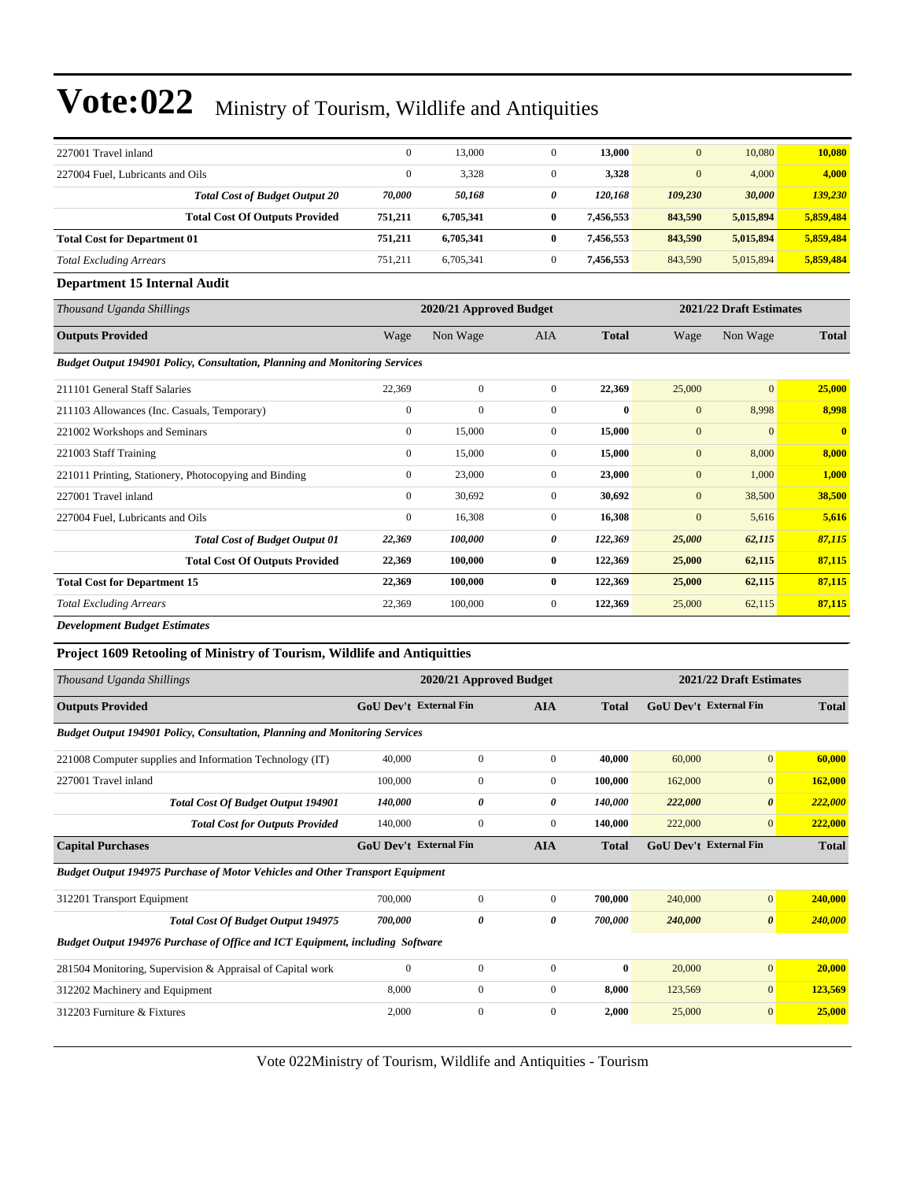# Vote:022 Ministry of Tourism, Wildlife and Antiquities

| | | | | | | | |
|---|---|---|---|---|---|---|---|
| 227001 Travel inland | 0 | 13,000 | 0 | **13,000** | 0 | 10,080 | **10,080** |
| 227004 Fuel, Lubricants and Oils | 0 | 3,328 | 0 | **3,328** | 0 | 4,000 | **4,000** |
| ***Total Cost of Budget Output 20*** | ***70,000*** | ***50,168*** | ***0*** | ***120,168*** | ***109,230*** | ***30,000*** | ***139,230*** |
| **Total Cost Of Outputs Provided** | **751,211** | **6,705,341** | **0** | **7,456,553** | **843,590** | **5,015,894** | **5,859,484** |
| **Total Cost for Department 01** | **751,211** | **6,705,341** | **0** | **7,456,553** | **843,590** | **5,015,894** | **5,859,484** |
| *Total Excluding Arrears* | 751,211 | 6,705,341 | 0 | **7,456,553** | 843,590 | 5,015,894 | **5,859,484** |

**Department 15 Internal Audit**

| *Thousand Uganda Shillings* | 2020/21 Approved Budget | | | | 2021/22 Draft Estimates | | |
|---|---|---|---|---|---|---|---|
| **Outputs Provided** | Wage | Non Wage | AIA | **Total** | Wage | Non Wage | **Total** |
| ***Budget Output 194901 Policy, Consultation, Planning and Monitoring Services*** | | | | | | | |
| 211101 General Staff Salaries | 22,369 | 0 | 0 | **22,369** | 25,000 | 0 | **25,000** |
| 211103 Allowances (Inc. Casuals, Temporary) | 0 | 0 | 0 | **0** | 0 | 8,998 | **8,998** |
| 221002 Workshops and Seminars | 0 | 15,000 | 0 | **15,000** | 0 | 0 | **0** |
| 221003 Staff Training | 0 | 15,000 | 0 | **15,000** | 0 | 8,000 | **8,000** |
| 221011 Printing, Stationery, Photocopying and Binding | 0 | 23,000 | 0 | **23,000** | 0 | 1,000 | **1,000** |
| 227001 Travel inland | 0 | 30,692 | 0 | **30,692** | 0 | 38,500 | **38,500** |
| 227004 Fuel, Lubricants and Oils | 0 | 16,308 | 0 | **16,308** | 0 | 5,616 | **5,616** |
| ***Total Cost of Budget Output 01*** | ***22,369*** | ***100,000*** | ***0*** | ***122,369*** | ***25,000*** | ***62,115*** | ***87,115*** |
| **Total Cost Of Outputs Provided** | **22,369** | **100,000** | **0** | **122,369** | **25,000** | **62,115** | **87,115** |
| **Total Cost for Department 15** | **22,369** | **100,000** | **0** | **122,369** | **25,000** | **62,115** | **87,115** |
| *Total Excluding Arrears* | 22,369 | 100,000 | 0 | **122,369** | 25,000 | 62,115 | **87,115** |

***Development Budget Estimates***

**Project 1609 Retooling of Ministry of Tourism, Wildlife and Antiquitties**

| *Thousand Uganda Shillings* | 2020/21 Approved Budget | | | | 2021/22 Draft Estimates | | |
|---|---|---|---|---|---|---|---|
| **Outputs Provided** | **GoU Dev't** | **External Fin** | **AIA** | **Total** | **GoU Dev't** | **External Fin** | **Total** |
| ***Budget Output 194901 Policy, Consultation, Planning and Monitoring Services*** | | | | | | | |
| 221008 Computer supplies and Information Technology (IT) | 40,000 | 0 | 0 | **40,000** | 60,000 | 0 | **60,000** |
| 227001 Travel inland | 100,000 | 0 | 0 | **100,000** | 162,000 | 0 | **162,000** |
| ***Total Cost Of Budget Output 194901*** | ***140,000*** | ***0*** | ***0*** | ***140,000*** | ***222,000*** | ***0*** | ***222,000*** |
| ***Total Cost for Outputs Provided*** | 140,000 | 0 | 0 | **140,000** | 222,000 | 0 | **222,000** |
| **Capital Purchases** | **GoU Dev't** | **External Fin** | **AIA** | **Total** | **GoU Dev't** | **External Fin** | **Total** |
| ***Budget Output 194975 Purchase of Motor Vehicles and Other Transport Equipment*** | | | | | | | |
| 312201 Transport Equipment | 700,000 | 0 | 0 | **700,000** | 240,000 | 0 | **240,000** |
| ***Total Cost Of Budget Output 194975*** | ***700,000*** | ***0*** | ***0*** | ***700,000*** | ***240,000*** | ***0*** | ***240,000*** |
| ***Budget Output 194976 Purchase of Office and ICT Equipment, including Software*** | | | | | | | |
| 281504 Monitoring, Supervision & Appraisal of Capital work | 0 | 0 | 0 | **0** | 20,000 | 0 | **20,000** |
| 312202 Machinery and Equipment | 8,000 | 0 | 0 | **8,000** | 123,569 | 0 | **123,569** |
| 312203 Furniture & Fixtures | 2,000 | 0 | 0 | **2,000** | 25,000 | 0 | **25,000** |

Vote 022Ministry of Tourism, Wildlife and Antiquities - Tourism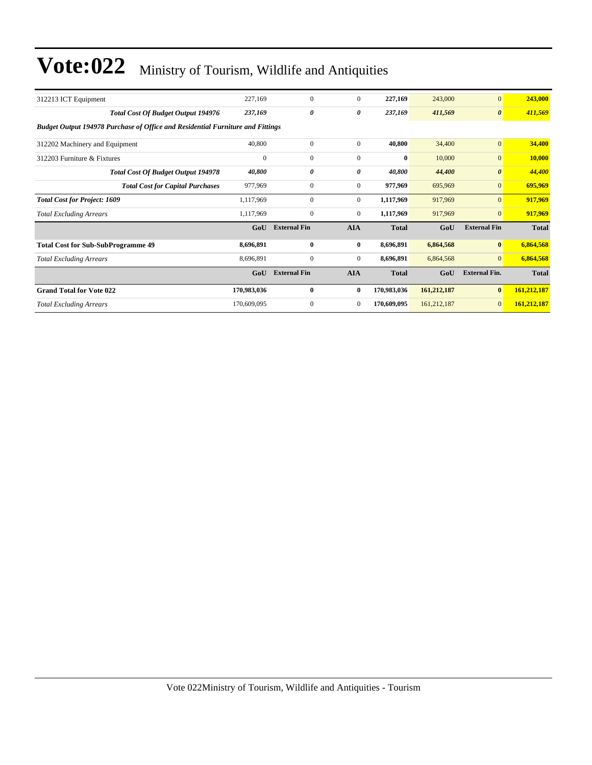| | | | | | | | |
|---|---|---|---|---|---|---|---|
| 312213 ICT Equipment | 227,169 | 0 | 0 | **227,169** | 243,000 | 0 | **243,000** |
| ***Total Cost Of Budget Output 194976*** | ***237,169*** | ***0*** | ***0*** | ***237,169*** | ***411,569*** | ***0*** | ***411,569*** |
| ***Budget Output 194978 Purchase of Office and Residential Furniture and Fittings*** | | | | | | | |
| 312202 Machinery and Equipment | 40,800 | 0 | 0 | **40,800** | 34,400 | 0 | **34,400** |
| 312203 Furniture & Fixtures | 0 | 0 | 0 | **0** | 10,000 | 0 | **10,000** |
| ***Total Cost Of Budget Output 194978*** | ***40,800*** | ***0*** | ***0*** | ***40,800*** | ***44,400*** | ***0*** | ***44,400*** |
| ***Total Cost for Capital Purchases*** | 977,969 | 0 | 0 | **977,969** | 695,969 | 0 | **695,969** |
| ***Total Cost for Project: 1609*** | 1,117,969 | 0 | 0 | **1,117,969** | 917,969 | 0 | **917,969** |
| *Total Excluding Arrears* | 1,117,969 | 0 | 0 | **1,117,969** | 917,969 | 0 | **917,969** |
| | **GoU** | **External Fin** | **AIA** | **Total** | **GoU** | **External Fin** | **Total** |
| **Total Cost for Sub-SubProgramme 49** | **8,696,891** | **0** | **0** | **8,696,891** | **6,864,568** | **0** | **6,864,568** |
| *Total Excluding Arrears* | 8,696,891 | 0 | 0 | **8,696,891** | 6,864,568 | 0 | **6,864,568** |
| | **GoU** | **External Fin** | **AIA** | **Total** | **GoU** | **External Fin.** | **Total** |
| **Grand Total for Vote 022** | **170,983,036** | **0** | **0** | **170,983,036** | **161,212,187** | **0** | **161,212,187** |
| *Total Excluding Arrears* | 170,609,095 | 0 | 0 | **170,609,095** | 161,212,187 | 0 | **161,212,187** |